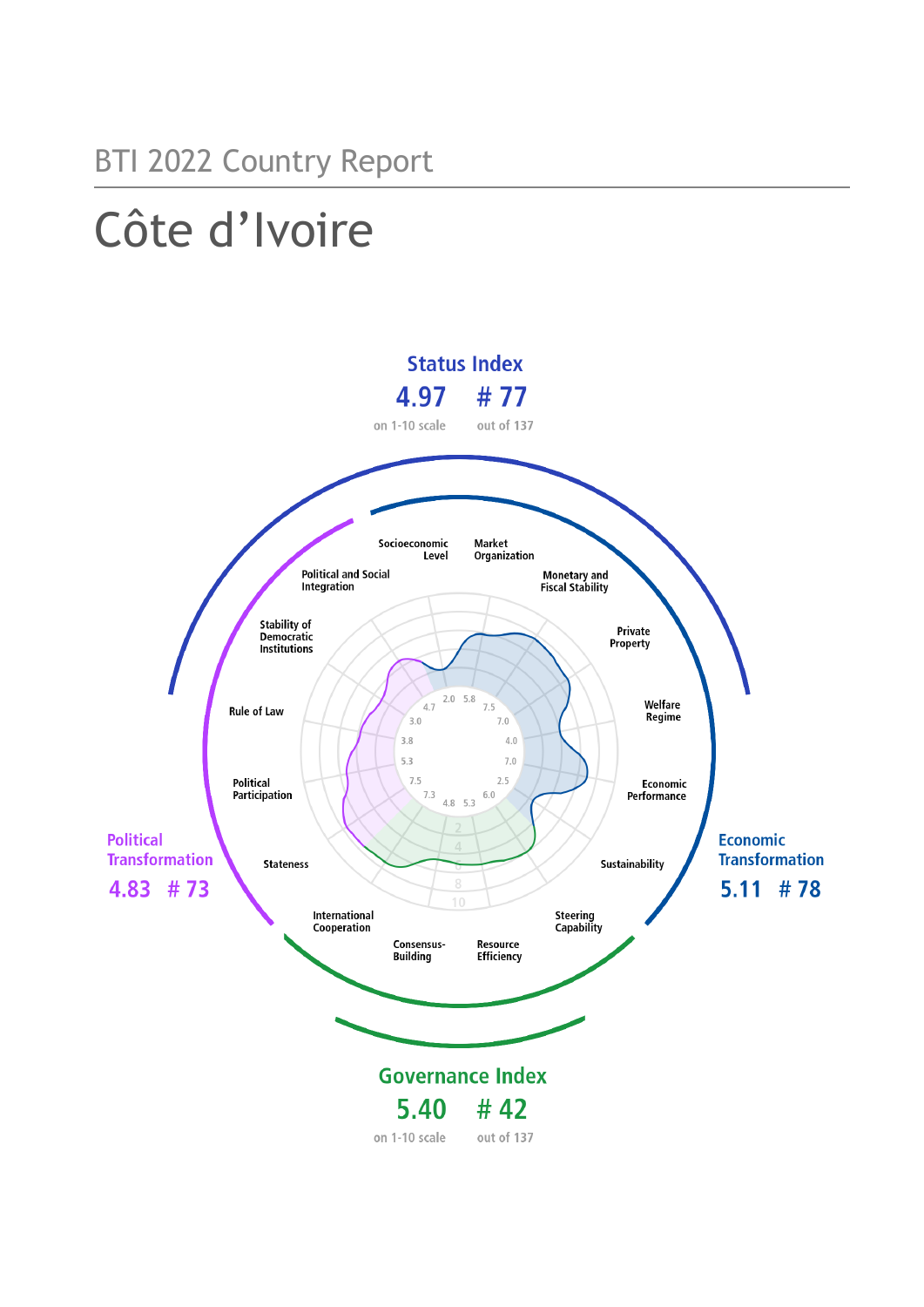BTI 2022 Country Report

# Côte d'Ivoire

**Status Index**

**4.97** on 1-10 scale

**# 77** out of 137

**Political Transformation**

**4.83 # 73**

**Economic Transformation**

**5.11 # 78**

**Governance Index**

**5.40** on 1-10 scale

**# 42** out of 137

| Criterion | Score |
|---|---|
| Stateness | 7.3 |
| Political Participation | 5.3 |
| Rule of Law | 3.8 |
| Stability of Democratic Institutions | 3.0 |
| Political and Social Integration | 4.7 |
| Socioeconomic Level | 2.0 |
| Market Organization | 5.8 |
| Monetary and Fiscal Stability | 7.5 |
| Private Property | 7.0 |
| Welfare Regime | 4.0 |
| Economic Performance | 7.0 |
| Sustainability | 2.5 |
| Steering Capability | 6.0 |
| Resource Efficiency | 5.3 |
| Consensus-Building | 4.8 |
| International Cooperation | 7.5 |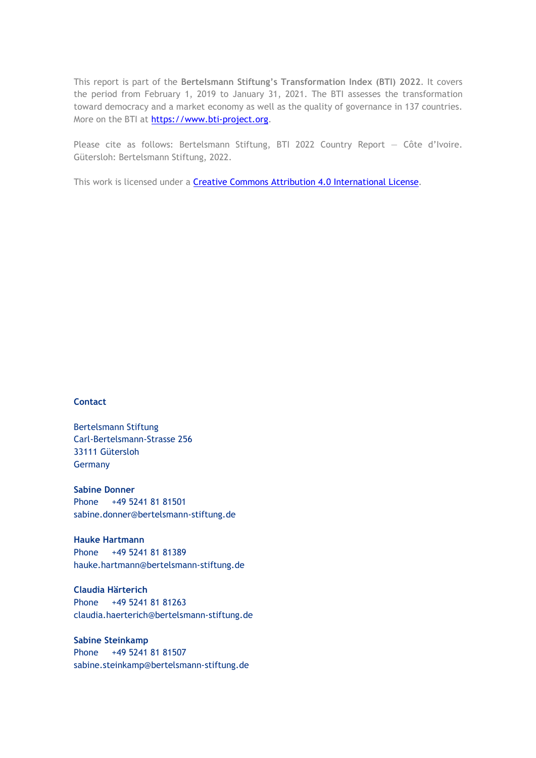This report is part of the **Bertelsmann Stiftung's Transformation Index (BTI) 2022**. It covers the period from February 1, 2019 to January 31, 2021. The BTI assesses the transformation toward democracy and a market economy as well as the quality of governance in 137 countries. More on the BTI at [https://www.bti-project.org](https://www.bti-project.org).

Please cite as follows: Bertelsmann Stiftung, BTI 2022 Country Report — Côte d'Ivoire. Gütersloh: Bertelsmann Stiftung, 2022.

This work is licensed under a [Creative Commons Attribution 4.0 International License](https://creativecommons.org/licenses/by/4.0/).

**Contact**

Bertelsmann Stiftung
Carl-Bertelsmann-Strasse 256
33111 Gütersloh
Germany

**Sabine Donner**
Phone +49 5241 81 81501
sabine.donner@bertelsmann-stiftung.de

**Hauke Hartmann**
Phone +49 5241 81 81389
hauke.hartmann@bertelsmann-stiftung.de

**Claudia Härterich**
Phone +49 5241 81 81263
claudia.haerterich@bertelsmann-stiftung.de

**Sabine Steinkamp**
Phone +49 5241 81 81507
sabine.steinkamp@bertelsmann-stiftung.de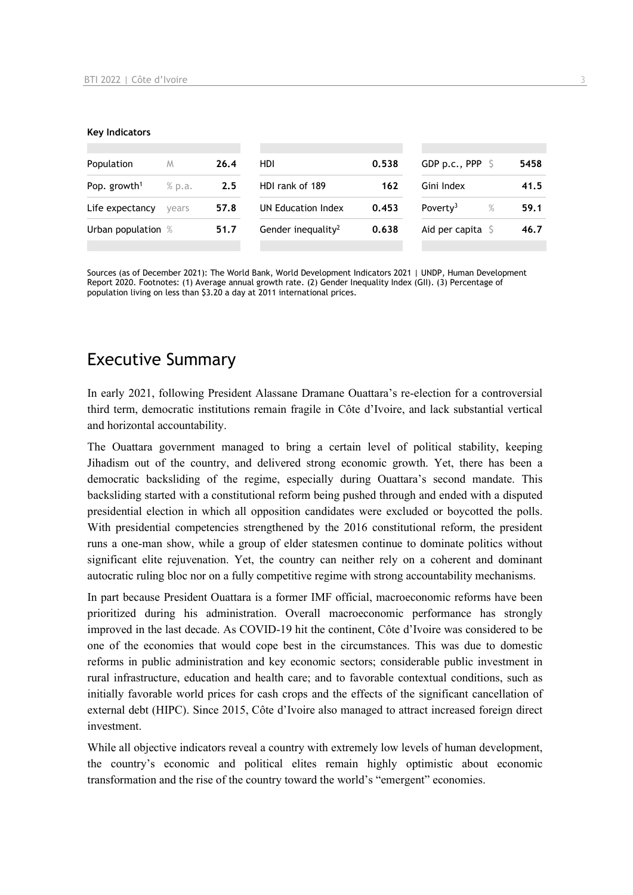**Key Indicators**

| Population | M | 26.4 | HDI | 0.538 | GDP p.c., PPP | $ | 5458 |
|---|---|---|---|---|---|---|---|
| Pop. growth[1] | % p.a. | 2.5 | HDI rank of 189 | 162 | Gini Index | | 41.5 |
| Life expectancy | years | 57.8 | UN Education Index | 0.453 | Poverty[3] | % | 59.1 |
| Urban population | % | 51.7 | Gender inequality[2] | 0.638 | Aid per capita | $ | 46.7 |

Sources (as of December 2021): The World Bank, World Development Indicators 2021 | UNDP, Human Development Report 2020. Footnotes: (1) Average annual growth rate. (2) Gender Inequality Index (GII). (3) Percentage of population living on less than $3.20 a day at 2011 international prices.

# Executive Summary

In early 2021, following President Alassane Dramane Ouattara's re-election for a controversial third term, democratic institutions remain fragile in Côte d'Ivoire, and lack substantial vertical and horizontal accountability.

The Ouattara government managed to bring a certain level of political stability, keeping Jihadism out of the country, and delivered strong economic growth. Yet, there has been a democratic backsliding of the regime, especially during Ouattara's second mandate. This backsliding started with a constitutional reform being pushed through and ended with a disputed presidential election in which all opposition candidates were excluded or boycotted the polls. With presidential competencies strengthened by the 2016 constitutional reform, the president runs a one-man show, while a group of elder statesmen continue to dominate politics without significant elite rejuvenation. Yet, the country can neither rely on a coherent and dominant autocratic ruling bloc nor on a fully competitive regime with strong accountability mechanisms.

In part because President Ouattara is a former IMF official, macroeconomic reforms have been prioritized during his administration. Overall macroeconomic performance has strongly improved in the last decade. As COVID-19 hit the continent, Côte d'Ivoire was considered to be one of the economies that would cope best in the circumstances. This was due to domestic reforms in public administration and key economic sectors; considerable public investment in rural infrastructure, education and health care; and to favorable contextual conditions, such as initially favorable world prices for cash crops and the effects of the significant cancellation of external debt (HIPC). Since 2015, Côte d'Ivoire also managed to attract increased foreign direct investment.

While all objective indicators reveal a country with extremely low levels of human development, the country's economic and political elites remain highly optimistic about economic transformation and the rise of the country toward the world's "emergent" economies.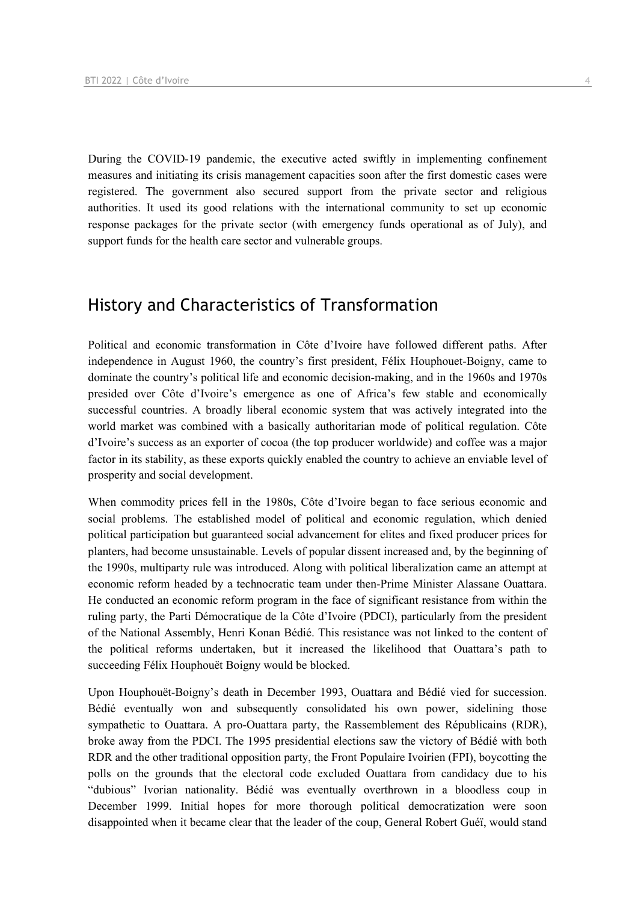During the COVID-19 pandemic, the executive acted swiftly in implementing confinement measures and initiating its crisis management capacities soon after the first domestic cases were registered. The government also secured support from the private sector and religious authorities. It used its good relations with the international community to set up economic response packages for the private sector (with emergency funds operational as of July), and support funds for the health care sector and vulnerable groups.

## History and Characteristics of Transformation

Political and economic transformation in Côte d'Ivoire have followed different paths. After independence in August 1960, the country's first president, Félix Houphouet-Boigny, came to dominate the country's political life and economic decision-making, and in the 1960s and 1970s presided over Côte d'Ivoire's emergence as one of Africa's few stable and economically successful countries. A broadly liberal economic system that was actively integrated into the world market was combined with a basically authoritarian mode of political regulation. Côte d'Ivoire's success as an exporter of cocoa (the top producer worldwide) and coffee was a major factor in its stability, as these exports quickly enabled the country to achieve an enviable level of prosperity and social development.

When commodity prices fell in the 1980s, Côte d'Ivoire began to face serious economic and social problems. The established model of political and economic regulation, which denied political participation but guaranteed social advancement for elites and fixed producer prices for planters, had become unsustainable. Levels of popular dissent increased and, by the beginning of the 1990s, multiparty rule was introduced. Along with political liberalization came an attempt at economic reform headed by a technocratic team under then-Prime Minister Alassane Ouattara. He conducted an economic reform program in the face of significant resistance from within the ruling party, the Parti Démocratique de la Côte d'Ivoire (PDCI), particularly from the president of the National Assembly, Henri Konan Bédié. This resistance was not linked to the content of the political reforms undertaken, but it increased the likelihood that Ouattara's path to succeeding Félix Houphouët Boigny would be blocked.

Upon Houphouët-Boigny's death in December 1993, Ouattara and Bédié vied for succession. Bédié eventually won and subsequently consolidated his own power, sidelining those sympathetic to Ouattara. A pro-Ouattara party, the Rassemblement des Républicains (RDR), broke away from the PDCI. The 1995 presidential elections saw the victory of Bédié with both RDR and the other traditional opposition party, the Front Populaire Ivoirien (FPI), boycotting the polls on the grounds that the electoral code excluded Ouattara from candidacy due to his "dubious" Ivorian nationality. Bédié was eventually overthrown in a bloodless coup in December 1999. Initial hopes for more thorough political democratization were soon disappointed when it became clear that the leader of the coup, General Robert Guéï, would stand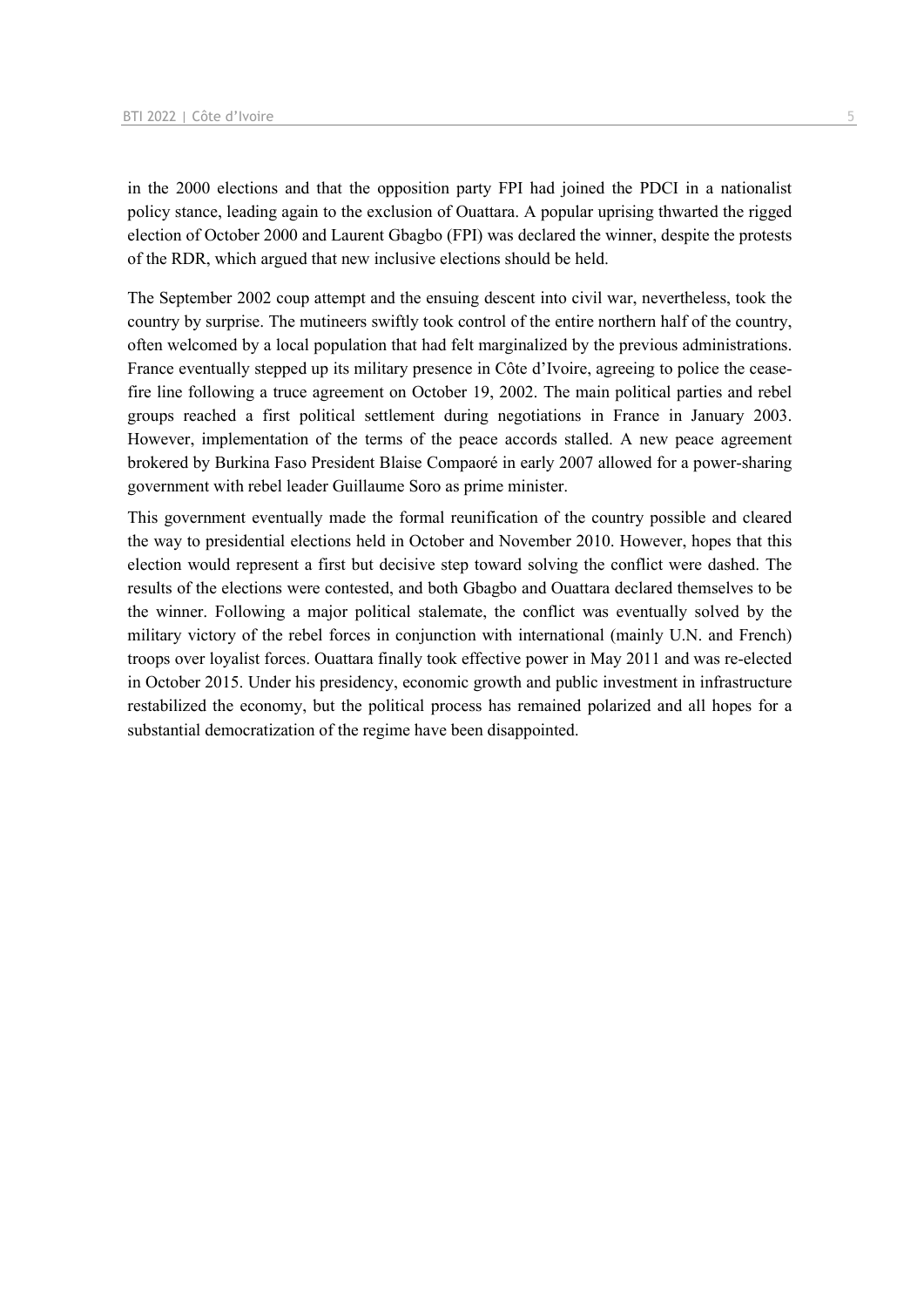in the 2000 elections and that the opposition party FPI had joined the PDCI in a nationalist policy stance, leading again to the exclusion of Ouattara. A popular uprising thwarted the rigged election of October 2000 and Laurent Gbagbo (FPI) was declared the winner, despite the protests of the RDR, which argued that new inclusive elections should be held.

The September 2002 coup attempt and the ensuing descent into civil war, nevertheless, took the country by surprise. The mutineers swiftly took control of the entire northern half of the country, often welcomed by a local population that had felt marginalized by the previous administrations. France eventually stepped up its military presence in Côte d'Ivoire, agreeing to police the cease-fire line following a truce agreement on October 19, 2002. The main political parties and rebel groups reached a first political settlement during negotiations in France in January 2003. However, implementation of the terms of the peace accords stalled. A new peace agreement brokered by Burkina Faso President Blaise Compaoré in early 2007 allowed for a power-sharing government with rebel leader Guillaume Soro as prime minister.

This government eventually made the formal reunification of the country possible and cleared the way to presidential elections held in October and November 2010. However, hopes that this election would represent a first but decisive step toward solving the conflict were dashed. The results of the elections were contested, and both Gbagbo and Ouattara declared themselves to be the winner. Following a major political stalemate, the conflict was eventually solved by the military victory of the rebel forces in conjunction with international (mainly U.N. and French) troops over loyalist forces. Ouattara finally took effective power in May 2011 and was re-elected in October 2015. Under his presidency, economic growth and public investment in infrastructure restabilized the economy, but the political process has remained polarized and all hopes for a substantial democratization of the regime have been disappointed.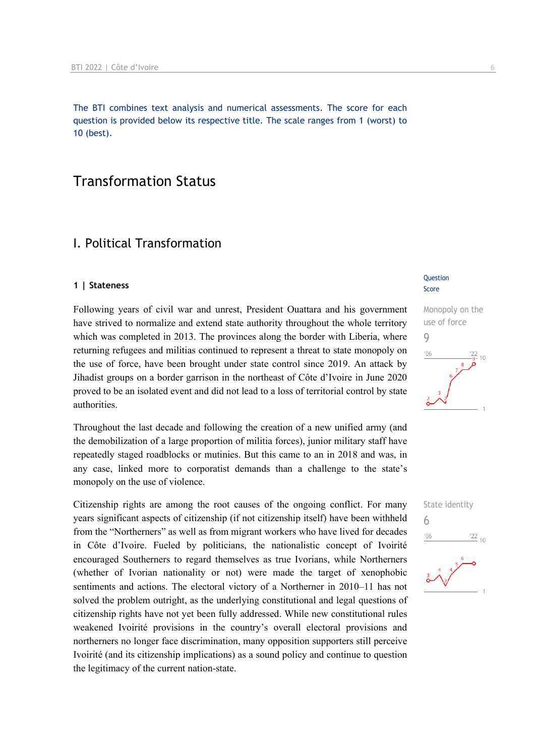The BTI combines text analysis and numerical assessments. The score for each question is provided below its respective title. The scale ranges from 1 (worst) to 10 (best).

# Transformation Status

## I. Political Transformation

### 1 | Stateness

Question Score

**Monopoly on the use of force**
9

Following years of civil war and unrest, President Ouattara and his government have strived to normalize and extend state authority throughout the whole territory which was completed in 2013. The provinces along the border with Liberia, where returning refugees and militias continued to represent a threat to state monopoly on the use of force, have been brought under state control since 2019. An attack by Jihadist groups on a border garrison in the northeast of Côte d'Ivoire in June 2020 proved to be an isolated event and did not lead to a loss of territorial control by state authorities.

Throughout the last decade and following the creation of a new unified army (and the demobilization of a large proportion of militia forces), junior military staff have repeatedly staged roadblocks or mutinies. But this came to an in 2018 and was, in any case, linked more to corporatist demands than a challenge to the state's monopoly on the use of violence.

**State identity**
6

Citizenship rights are among the root causes of the ongoing conflict. For many years significant aspects of citizenship (if not citizenship itself) have been withheld from the "Northerners" as well as from migrant workers who have lived for decades in Côte d'Ivoire. Fueled by politicians, the nationalistic concept of Ivoirité encouraged Southerners to regard themselves as true Ivorians, while Northerners (whether of Ivorian nationality or not) were made the target of xenophobic sentiments and actions. The electoral victory of a Northerner in 2010–11 has not solved the problem outright, as the underlying constitutional and legal questions of citizenship rights have not yet been fully addressed. While new constitutional rules weakened Ivoirité provisions in the country's overall electoral provisions and northerners no longer face discrimination, many opposition supporters still perceive Ivoirité (and its citizenship implications) as a sound policy and continue to question the legitimacy of the current nation-state.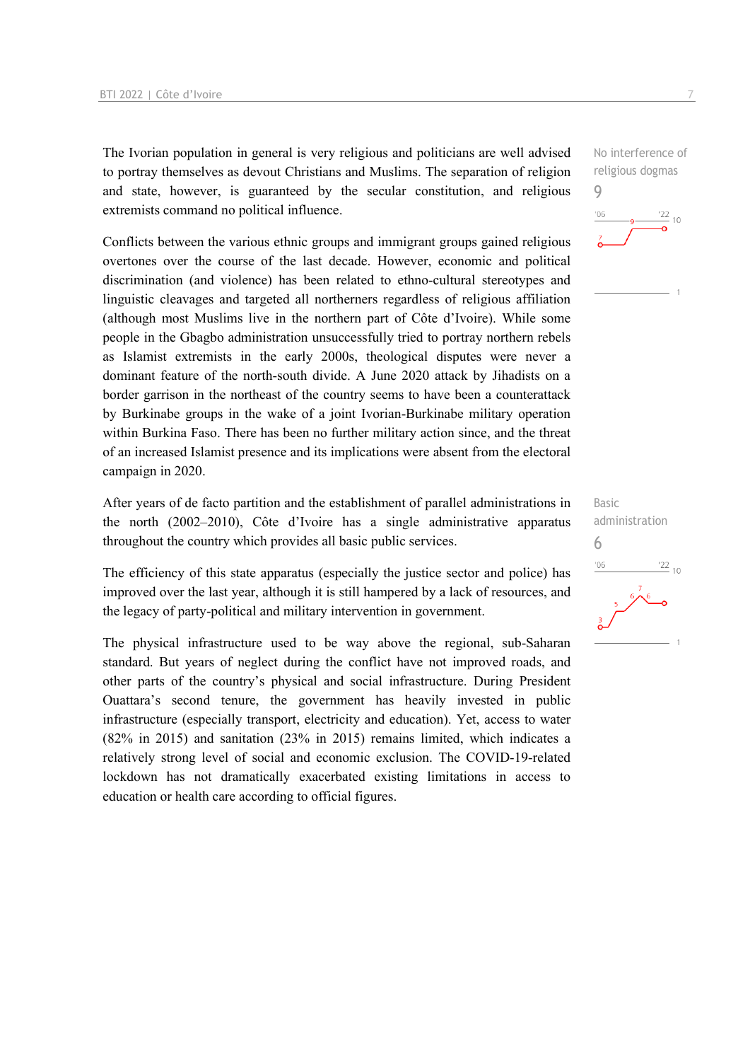The Ivorian population in general is very religious and politicians are well advised to portray themselves as devout Christians and Muslims. The separation of religion and state, however, is guaranteed by the secular constitution, and religious extremists command no political influence.

No interference of religious dogmas
9

Conflicts between the various ethnic groups and immigrant groups gained religious overtones over the course of the last decade. However, economic and political discrimination (and violence) has been related to ethno-cultural stereotypes and linguistic cleavages and targeted all northerners regardless of religious affiliation (although most Muslims live in the northern part of Côte d'Ivoire). While some people in the Gbagbo administration unsuccessfully tried to portray northern rebels as Islamist extremists in the early 2000s, theological disputes were never a dominant feature of the north-south divide. A June 2020 attack by Jihadists on a border garrison in the northeast of the country seems to have been a counterattack by Burkinabe groups in the wake of a joint Ivorian-Burkinabe military operation within Burkina Faso. There has been no further military action since, and the threat of an increased Islamist presence and its implications were absent from the electoral campaign in 2020.

After years of de facto partition and the establishment of parallel administrations in the north (2002–2010), Côte d'Ivoire has a single administrative apparatus throughout the country which provides all basic public services.

Basic administration
6

The efficiency of this state apparatus (especially the justice sector and police) has improved over the last year, although it is still hampered by a lack of resources, and the legacy of party-political and military intervention in government.

The physical infrastructure used to be way above the regional, sub-Saharan standard. But years of neglect during the conflict have not improved roads, and other parts of the country's physical and social infrastructure. During President Ouattara's second tenure, the government has heavily invested in public infrastructure (especially transport, electricity and education). Yet, access to water (82% in 2015) and sanitation (23% in 2015) remains limited, which indicates a relatively strong level of social and economic exclusion. The COVID-19-related lockdown has not dramatically exacerbated existing limitations in access to education or health care according to official figures.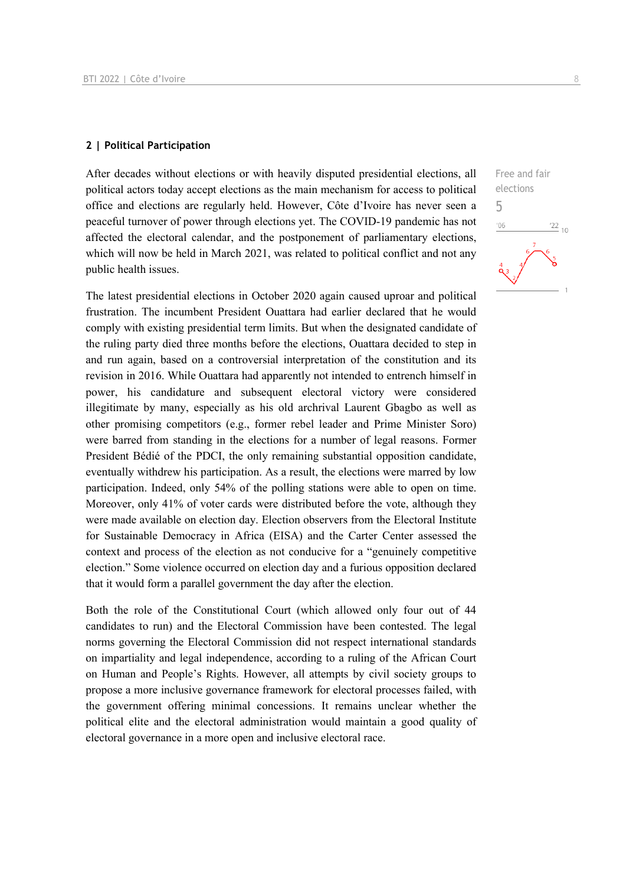## 2 | Political Participation

After decades without elections or with heavily disputed presidential elections, all political actors today accept elections as the main mechanism for access to political office and elections are regularly held. However, Côte d'Ivoire has never seen a peaceful turnover of power through elections yet. The COVID-19 pandemic has not affected the electoral calendar, and the postponement of parliamentary elections, which will now be held in March 2021, was related to political conflict and not any public health issues.

Free and fair elections
5

The latest presidential elections in October 2020 again caused uproar and political frustration. The incumbent President Ouattara had earlier declared that he would comply with existing presidential term limits. But when the designated candidate of the ruling party died three months before the elections, Ouattara decided to step in and run again, based on a controversial interpretation of the constitution and its revision in 2016. While Ouattara had apparently not intended to entrench himself in power, his candidature and subsequent electoral victory were considered illegitimate by many, especially as his old archrival Laurent Gbagbo as well as other promising competitors (e.g., former rebel leader and Prime Minister Soro) were barred from standing in the elections for a number of legal reasons. Former President Bédié of the PDCI, the only remaining substantial opposition candidate, eventually withdrew his participation. As a result, the elections were marred by low participation. Indeed, only 54% of the polling stations were able to open on time. Moreover, only 41% of voter cards were distributed before the vote, although they were made available on election day. Election observers from the Electoral Institute for Sustainable Democracy in Africa (EISA) and the Carter Center assessed the context and process of the election as not conducive for a "genuinely competitive election." Some violence occurred on election day and a furious opposition declared that it would form a parallel government the day after the election.

Both the role of the Constitutional Court (which allowed only four out of 44 candidates to run) and the Electoral Commission have been contested. The legal norms governing the Electoral Commission did not respect international standards on impartiality and legal independence, according to a ruling of the African Court on Human and People's Rights. However, all attempts by civil society groups to propose a more inclusive governance framework for electoral processes failed, with the government offering minimal concessions. It remains unclear whether the political elite and the electoral administration would maintain a good quality of electoral governance in a more open and inclusive electoral race.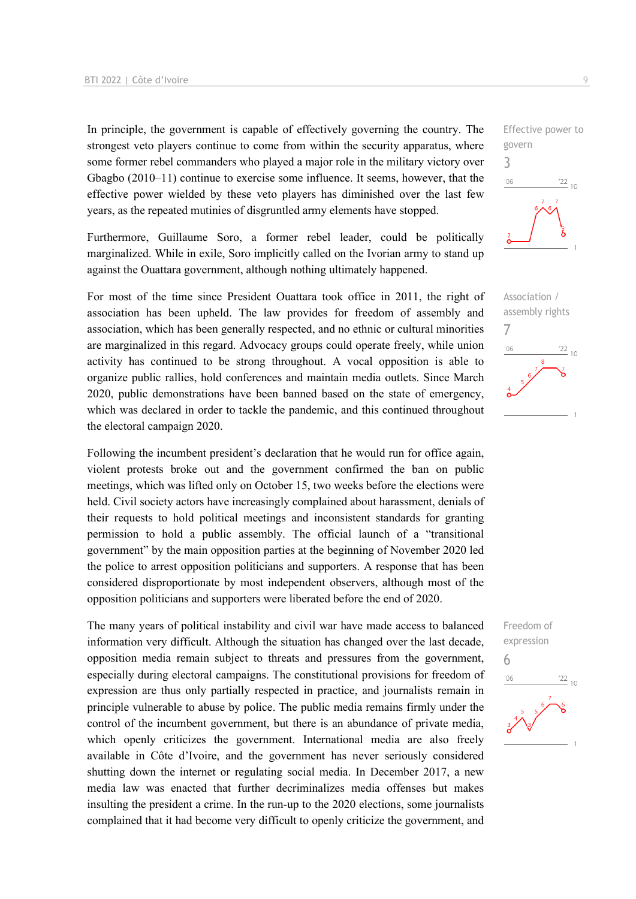In principle, the government is capable of effectively governing the country. The strongest veto players continue to come from within the security apparatus, where some former rebel commanders who played a major role in the military victory over Gbagbo (2010–11) continue to exercise some influence. It seems, however, that the effective power wielded by these veto players has diminished over the last few years, as the repeated mutinies of disgruntled army elements have stopped.

Effective power to govern
3

Furthermore, Guillaume Soro, a former rebel leader, could be politically marginalized. While in exile, Soro implicitly called on the Ivorian army to stand up against the Ouattara government, although nothing ultimately happened.

For most of the time since President Ouattara took office in 2011, the right of association has been upheld. The law provides for freedom of assembly and association, which has been generally respected, and no ethnic or cultural minorities are marginalized in this regard. Advocacy groups could operate freely, while union activity has continued to be strong throughout. A vocal opposition is able to organize public rallies, hold conferences and maintain media outlets. Since March 2020, public demonstrations have been banned based on the state of emergency, which was declared in order to tackle the pandemic, and this continued throughout the electoral campaign 2020.

Association / assembly rights
7

Following the incumbent president's declaration that he would run for office again, violent protests broke out and the government confirmed the ban on public meetings, which was lifted only on October 15, two weeks before the elections were held. Civil society actors have increasingly complained about harassment, denials of their requests to hold political meetings and inconsistent standards for granting permission to hold a public assembly. The official launch of a "transitional government" by the main opposition parties at the beginning of November 2020 led the police to arrest opposition politicians and supporters. A response that has been considered disproportionate by most independent observers, although most of the opposition politicians and supporters were liberated before the end of 2020.

The many years of political instability and civil war have made access to balanced information very difficult. Although the situation has changed over the last decade, opposition media remain subject to threats and pressures from the government, especially during electoral campaigns. The constitutional provisions for freedom of expression are thus only partially respected in practice, and journalists remain in principle vulnerable to abuse by police. The public media remains firmly under the control of the incumbent government, but there is an abundance of private media, which openly criticizes the government. International media are also freely available in Côte d'Ivoire, and the government has never seriously considered shutting down the internet or regulating social media. In December 2017, a new media law was enacted that further decriminalizes media offenses but makes insulting the president a crime. In the run-up to the 2020 elections, some journalists complained that it had become very difficult to openly criticize the government, and

Freedom of expression
6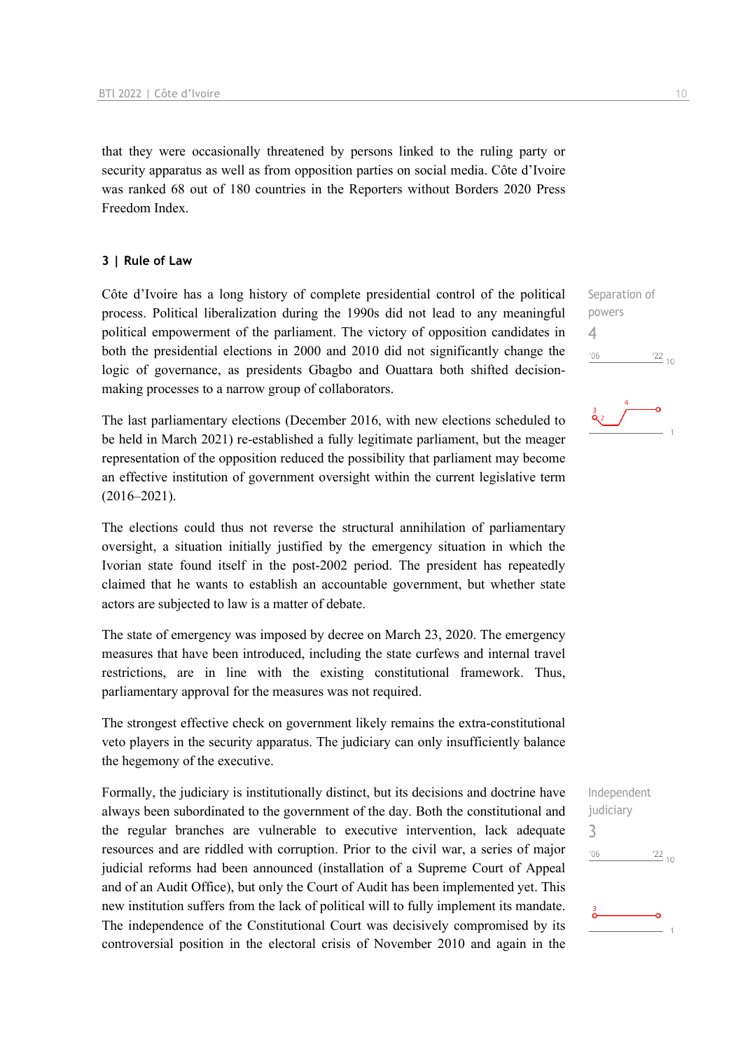that they were occasionally threatened by persons linked to the ruling party or security apparatus as well as from opposition parties on social media. Côte d'Ivoire was ranked 68 out of 180 countries in the Reporters without Borders 2020 Press Freedom Index.

## 3 | Rule of Law

Separation of powers
4

Côte d'Ivoire has a long history of complete presidential control of the political process. Political liberalization during the 1990s did not lead to any meaningful political empowerment of the parliament. The victory of opposition candidates in both the presidential elections in 2000 and 2010 did not significantly change the logic of governance, as presidents Gbagbo and Ouattara both shifted decision-making processes to a narrow group of collaborators.

The last parliamentary elections (December 2016, with new elections scheduled to be held in March 2021) re-established a fully legitimate parliament, but the meager representation of the opposition reduced the possibility that parliament may become an effective institution of government oversight within the current legislative term (2016–2021).

The elections could thus not reverse the structural annihilation of parliamentary oversight, a situation initially justified by the emergency situation in which the Ivorian state found itself in the post-2002 period. The president has repeatedly claimed that he wants to establish an accountable government, but whether state actors are subjected to law is a matter of debate.

The state of emergency was imposed by decree on March 23, 2020. The emergency measures that have been introduced, including the state curfews and internal travel restrictions, are in line with the existing constitutional framework. Thus, parliamentary approval for the measures was not required.

The strongest effective check on government likely remains the extra-constitutional veto players in the security apparatus. The judiciary can only insufficiently balance the hegemony of the executive.

Independent judiciary
3

Formally, the judiciary is institutionally distinct, but its decisions and doctrine have always been subordinated to the government of the day. Both the constitutional and the regular branches are vulnerable to executive intervention, lack adequate resources and are riddled with corruption. Prior to the civil war, a series of major judicial reforms had been announced (installation of a Supreme Court of Appeal and of an Audit Office), but only the Court of Audit has been implemented yet. This new institution suffers from the lack of political will to fully implement its mandate. The independence of the Constitutional Court was decisively compromised by its controversial position in the electoral crisis of November 2010 and again in the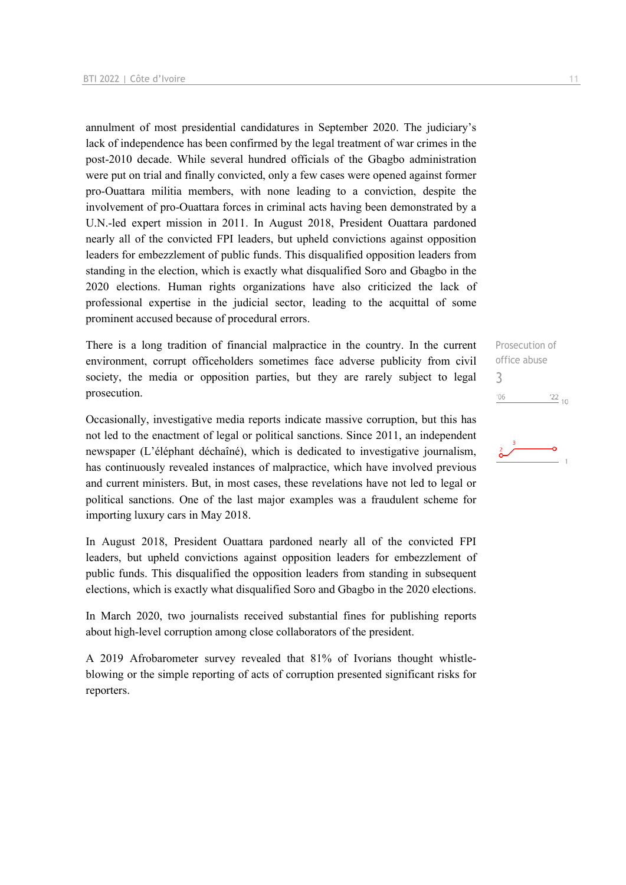annulment of most presidential candidatures in September 2020. The judiciary's lack of independence has been confirmed by the legal treatment of war crimes in the post-2010 decade. While several hundred officials of the Gbagbo administration were put on trial and finally convicted, only a few cases were opened against former pro-Ouattara militia members, with none leading to a conviction, despite the involvement of pro-Ouattara forces in criminal acts having been demonstrated by a U.N.-led expert mission in 2011. In August 2018, President Ouattara pardoned nearly all of the convicted FPI leaders, but upheld convictions against opposition leaders for embezzlement of public funds. This disqualified opposition leaders from standing in the election, which is exactly what disqualified Soro and Gbagbo in the 2020 elections. Human rights organizations have also criticized the lack of professional expertise in the judicial sector, leading to the acquittal of some prominent accused because of procedural errors.

Prosecution of office abuse
3

There is a long tradition of financial malpractice in the country. In the current environment, corrupt officeholders sometimes face adverse publicity from civil society, the media or opposition parties, but they are rarely subject to legal prosecution.

Occasionally, investigative media reports indicate massive corruption, but this has not led to the enactment of legal or political sanctions. Since 2011, an independent newspaper (L'éléphant déchaîné), which is dedicated to investigative journalism, has continuously revealed instances of malpractice, which have involved previous and current ministers. But, in most cases, these revelations have not led to legal or political sanctions. One of the last major examples was a fraudulent scheme for importing luxury cars in May 2018.

In August 2018, President Ouattara pardoned nearly all of the convicted FPI leaders, but upheld convictions against opposition leaders for embezzlement of public funds. This disqualified the opposition leaders from standing in subsequent elections, which is exactly what disqualified Soro and Gbagbo in the 2020 elections.

In March 2020, two journalists received substantial fines for publishing reports about high-level corruption among close collaborators of the president.

A 2019 Afrobarometer survey revealed that 81% of Ivorians thought whistle-blowing or the simple reporting of acts of corruption presented significant risks for reporters.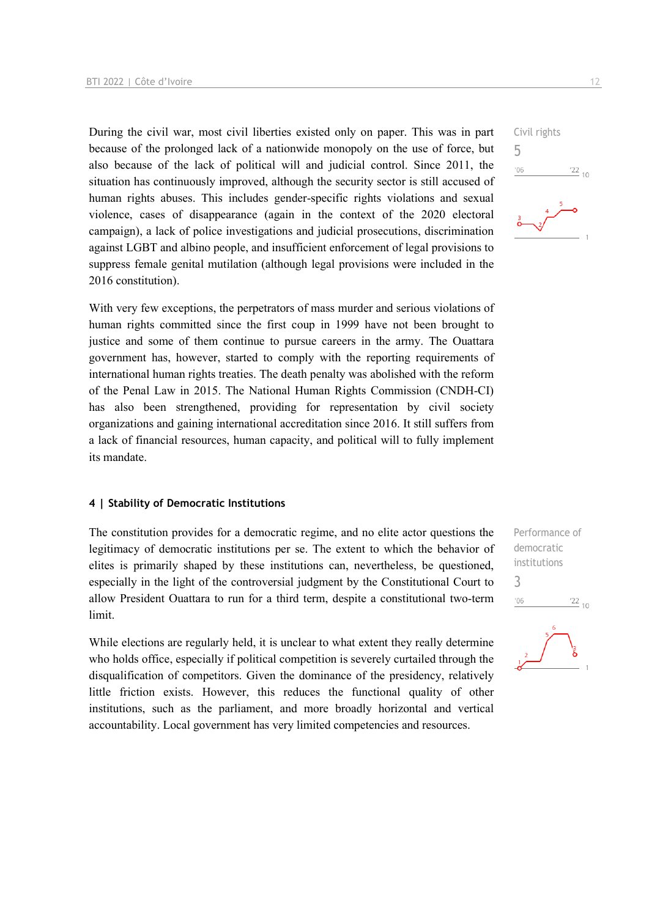During the civil war, most civil liberties existed only on paper. This was in part because of the prolonged lack of a nationwide monopoly on the use of force, but also because of the lack of political will and judicial control. Since 2011, the situation has continuously improved, although the security sector is still accused of human rights abuses. This includes gender-specific rights violations and sexual violence, cases of disappearance (again in the context of the 2020 electoral campaign), a lack of police investigations and judicial prosecutions, discrimination against LGBT and albino people, and insufficient enforcement of legal provisions to suppress female genital mutilation (although legal provisions were included in the 2016 constitution).

Civil rights
5

With very few exceptions, the perpetrators of mass murder and serious violations of human rights committed since the first coup in 1999 have not been brought to justice and some of them continue to pursue careers in the army. The Ouattara government has, however, started to comply with the reporting requirements of international human rights treaties. The death penalty was abolished with the reform of the Penal Law in 2015. The National Human Rights Commission (CNDH-CI) has also been strengthened, providing for representation by civil society organizations and gaining international accreditation since 2016. It still suffers from a lack of financial resources, human capacity, and political will to fully implement its mandate.

## 4 | Stability of Democratic Institutions

The constitution provides for a democratic regime, and no elite actor questions the legitimacy of democratic institutions per se. The extent to which the behavior of elites is primarily shaped by these institutions can, nevertheless, be questioned, especially in the light of the controversial judgment by the Constitutional Court to allow President Ouattara to run for a third term, despite a constitutional two-term limit.

Performance of democratic institutions
3

While elections are regularly held, it is unclear to what extent they really determine who holds office, especially if political competition is severely curtailed through the disqualification of competitors. Given the dominance of the presidency, relatively little friction exists. However, this reduces the functional quality of other institutions, such as the parliament, and more broadly horizontal and vertical accountability. Local government has very limited competencies and resources.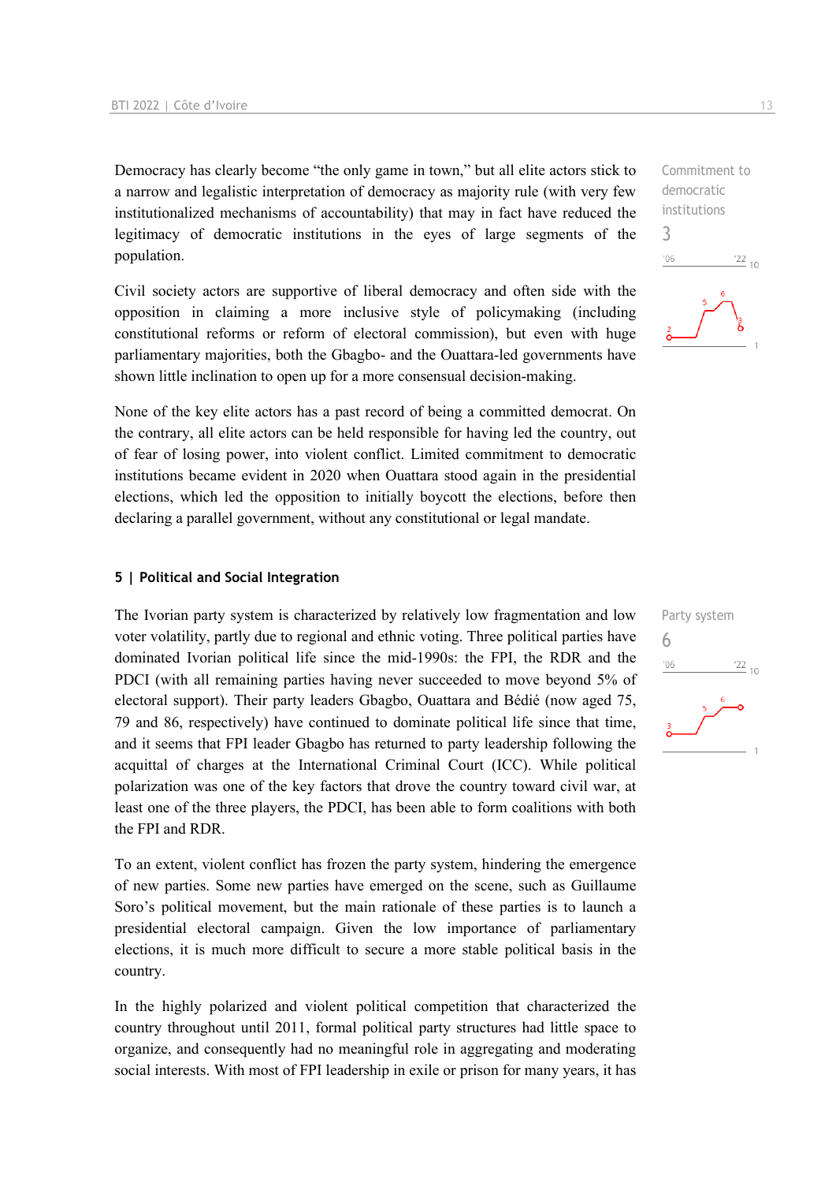Democracy has clearly become "the only game in town," but all elite actors stick to a narrow and legalistic interpretation of democracy as majority rule (with very few institutionalized mechanisms of accountability) that may in fact have reduced the legitimacy of democratic institutions in the eyes of large segments of the population.

Commitment to democratic institutions
3

Civil society actors are supportive of liberal democracy and often side with the opposition in claiming a more inclusive style of policymaking (including constitutional reforms or reform of electoral commission), but even with huge parliamentary majorities, both the Gbagbo- and the Ouattara-led governments have shown little inclination to open up for a more consensual decision-making.

None of the key elite actors has a past record of being a committed democrat. On the contrary, all elite actors can be held responsible for having led the country, out of fear of losing power, into violent conflict. Limited commitment to democratic institutions became evident in 2020 when Ouattara stood again in the presidential elections, which led the opposition to initially boycott the elections, before then declaring a parallel government, without any constitutional or legal mandate.

## 5 | Political and Social Integration

Party system
6

The Ivorian party system is characterized by relatively low fragmentation and low voter volatility, partly due to regional and ethnic voting. Three political parties have dominated Ivorian political life since the mid-1990s: the FPI, the RDR and the PDCI (with all remaining parties having never succeeded to move beyond 5% of electoral support). Their party leaders Gbagbo, Ouattara and Bédié (now aged 75, 79 and 86, respectively) have continued to dominate political life since that time, and it seems that FPI leader Gbagbo has returned to party leadership following the acquittal of charges at the International Criminal Court (ICC). While political polarization was one of the key factors that drove the country toward civil war, at least one of the three players, the PDCI, has been able to form coalitions with both the FPI and RDR.

To an extent, violent conflict has frozen the party system, hindering the emergence of new parties. Some new parties have emerged on the scene, such as Guillaume Soro's political movement, but the main rationale of these parties is to launch a presidential electoral campaign. Given the low importance of parliamentary elections, it is much more difficult to secure a more stable political basis in the country.

In the highly polarized and violent political competition that characterized the country throughout until 2011, formal political party structures had little space to organize, and consequently had no meaningful role in aggregating and moderating social interests. With most of FPI leadership in exile or prison for many years, it has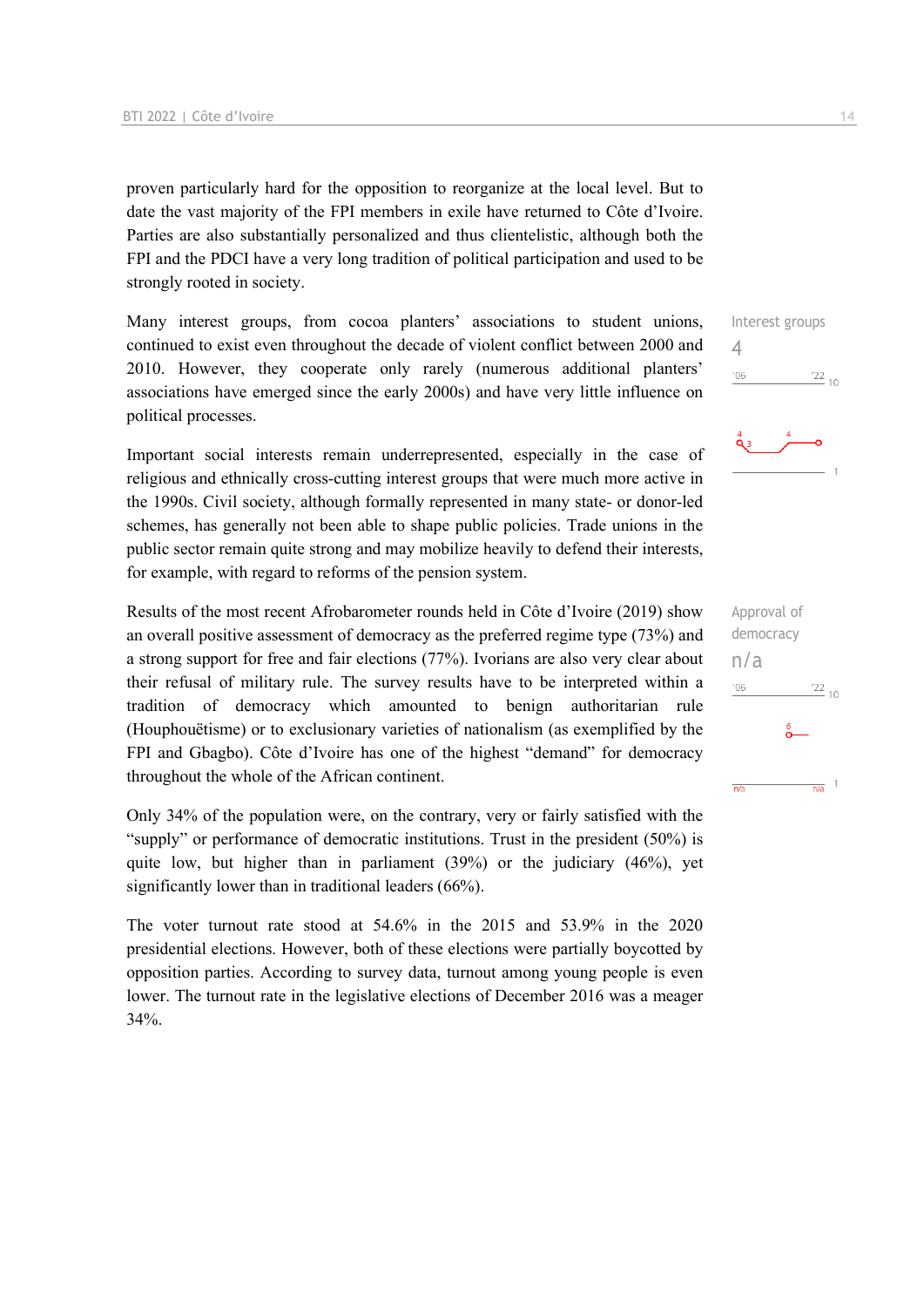proven particularly hard for the opposition to reorganize at the local level. But to date the vast majority of the FPI members in exile have returned to Côte d'Ivoire. Parties are also substantially personalized and thus clientelistic, although both the FPI and the PDCI have a very long tradition of political participation and used to be strongly rooted in society.

Interest groups
4

Many interest groups, from cocoa planters' associations to student unions, continued to exist even throughout the decade of violent conflict between 2000 and 2010. However, they cooperate only rarely (numerous additional planters' associations have emerged since the early 2000s) and have very little influence on political processes.

Important social interests remain underrepresented, especially in the case of religious and ethnically cross-cutting interest groups that were much more active in the 1990s. Civil society, although formally represented in many state- or donor-led schemes, has generally not been able to shape public policies. Trade unions in the public sector remain quite strong and may mobilize heavily to defend their interests, for example, with regard to reforms of the pension system.

Approval of democracy
n/a

Results of the most recent Afrobarometer rounds held in Côte d'Ivoire (2019) show an overall positive assessment of democracy as the preferred regime type (73%) and a strong support for free and fair elections (77%). Ivorians are also very clear about their refusal of military rule. The survey results have to be interpreted within a tradition of democracy which amounted to benign authoritarian rule (Houphouëtisme) or to exclusionary varieties of nationalism (as exemplified by the FPI and Gbagbo). Côte d'Ivoire has one of the highest "demand" for democracy throughout the whole of the African continent.

Only 34% of the population were, on the contrary, very or fairly satisfied with the "supply" or performance of democratic institutions. Trust in the president (50%) is quite low, but higher than in parliament (39%) or the judiciary (46%), yet significantly lower than in traditional leaders (66%).

The voter turnout rate stood at 54.6% in the 2015 and 53.9% in the 2020 presidential elections. However, both of these elections were partially boycotted by opposition parties. According to survey data, turnout among young people is even lower. The turnout rate in the legislative elections of December 2016 was a meager 34%.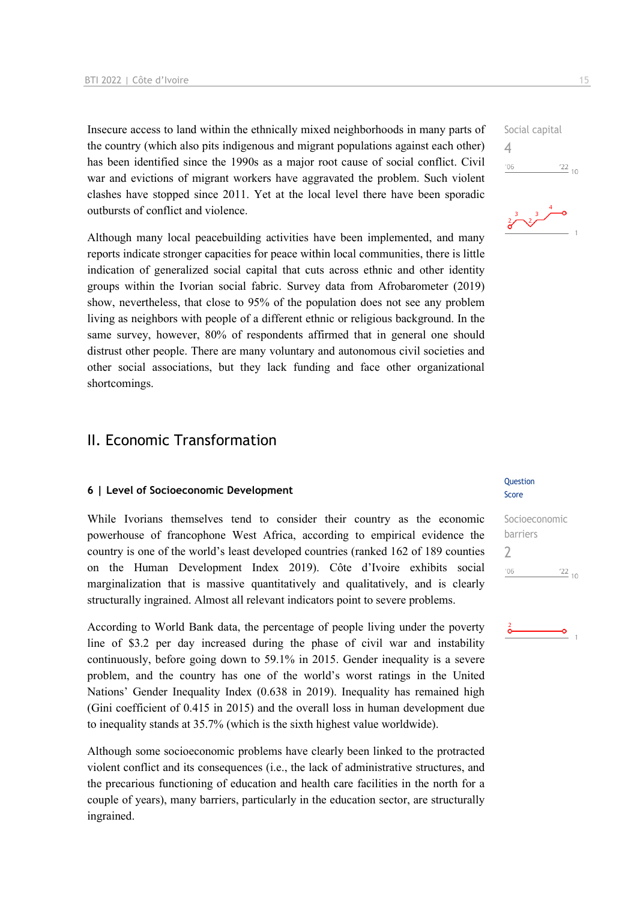Insecure access to land within the ethnically mixed neighborhoods in many parts of the country (which also pits indigenous and migrant populations against each other) has been identified since the 1990s as a major root cause of social conflict. Civil war and evictions of migrant workers have aggravated the problem. Such violent clashes have stopped since 2011. Yet at the local level there have been sporadic outbursts of conflict and violence.

Social capital
4

Although many local peacebuilding activities have been implemented, and many reports indicate stronger capacities for peace within local communities, there is little indication of generalized social capital that cuts across ethnic and other identity groups within the Ivorian social fabric. Survey data from Afrobarometer (2019) show, nevertheless, that close to 95% of the population does not see any problem living as neighbors with people of a different ethnic or religious background. In the same survey, however, 80% of respondents affirmed that in general one should distrust other people. There are many voluntary and autonomous civil societies and other social associations, but they lack funding and face other organizational shortcomings.

## II. Economic Transformation

### 6 | Level of Socioeconomic Development

Question Score

While Ivorians themselves tend to consider their country as the economic powerhouse of francophone West Africa, according to empirical evidence the country is one of the world's least developed countries (ranked 162 of 189 counties on the Human Development Index 2019). Côte d'Ivoire exhibits social marginalization that is massive quantitatively and qualitatively, and is clearly structurally ingrained. Almost all relevant indicators point to severe problems.

Socioeconomic barriers
2

According to World Bank data, the percentage of people living under the poverty line of $3.2 per day increased during the phase of civil war and instability continuously, before going down to 59.1% in 2015. Gender inequality is a severe problem, and the country has one of the world's worst ratings in the United Nations' Gender Inequality Index (0.638 in 2019). Inequality has remained high (Gini coefficient of 0.415 in 2015) and the overall loss in human development due to inequality stands at 35.7% (which is the sixth highest value worldwide).

Although some socioeconomic problems have clearly been linked to the protracted violent conflict and its consequences (i.e., the lack of administrative structures, and the precarious functioning of education and health care facilities in the north for a couple of years), many barriers, particularly in the education sector, are structurally ingrained.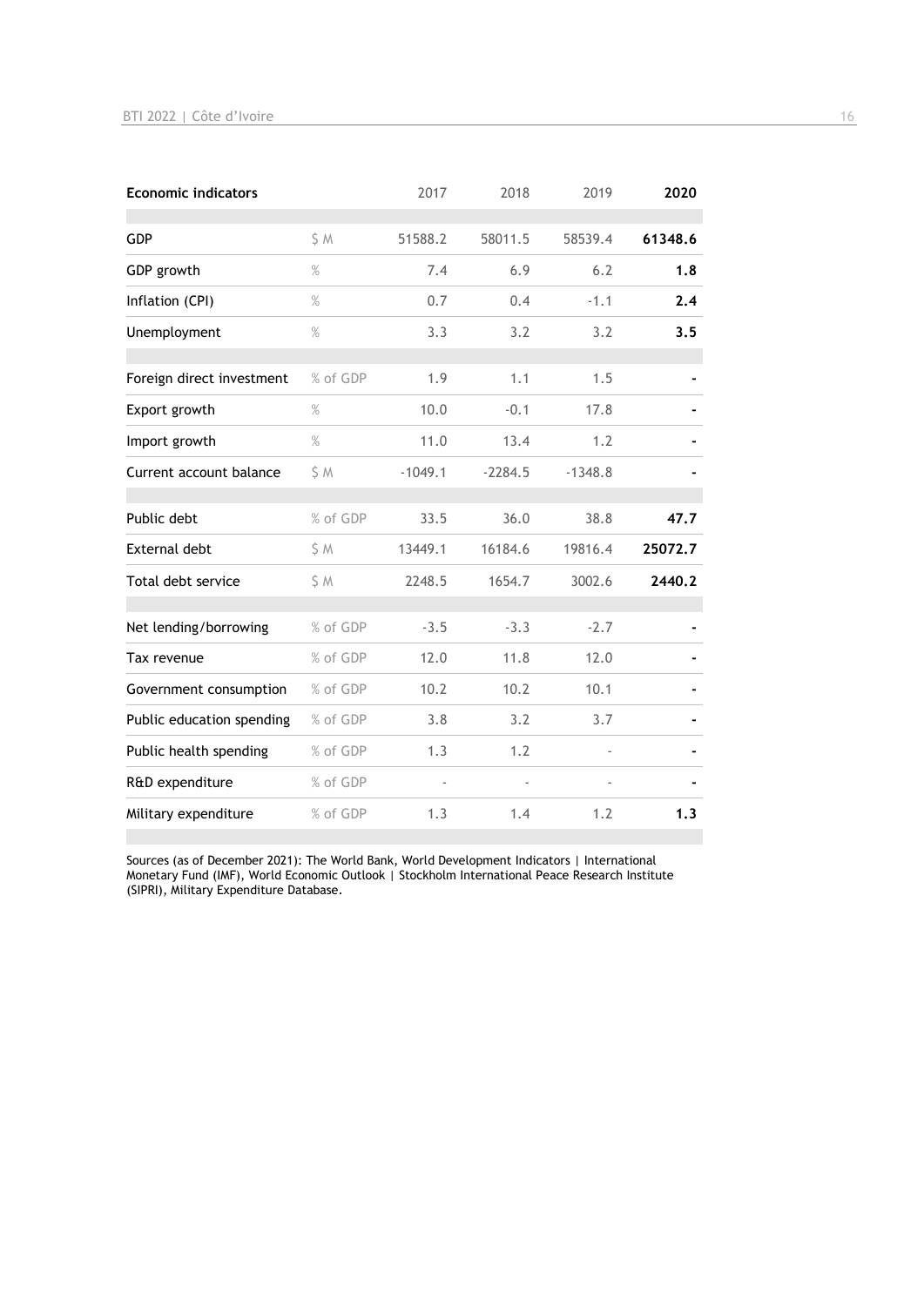| Economic indicators | | 2017 | 2018 | 2019 | **2020** |
|---|---|---|---|---|---|
| GDP | $ M | 51588.2 | 58011.5 | 58539.4 | **61348.6** |
| GDP growth | % | 7.4 | 6.9 | 6.2 | **1.8** |
| Inflation (CPI) | % | 0.7 | 0.4 | -1.1 | **2.4** |
| Unemployment | % | 3.3 | 3.2 | 3.2 | **3.5** |
| Foreign direct investment | % of GDP | 1.9 | 1.1 | 1.5 | **-** |
| Export growth | % | 10.0 | -0.1 | 17.8 | **-** |
| Import growth | % | 11.0 | 13.4 | 1.2 | **-** |
| Current account balance | $ M | -1049.1 | -2284.5 | -1348.8 | **-** |
| Public debt | % of GDP | 33.5 | 36.0 | 38.8 | **47.7** |
| External debt | $ M | 13449.1 | 16184.6 | 19816.4 | **25072.7** |
| Total debt service | $ M | 2248.5 | 1654.7 | 3002.6 | **2440.2** |
| Net lending/borrowing | % of GDP | -3.5 | -3.3 | -2.7 | **-** |
| Tax revenue | % of GDP | 12.0 | 11.8 | 12.0 | **-** |
| Government consumption | % of GDP | 10.2 | 10.2 | 10.1 | **-** |
| Public education spending | % of GDP | 3.8 | 3.2 | 3.7 | **-** |
| Public health spending | % of GDP | 1.3 | 1.2 | - | **-** |
| R&D expenditure | % of GDP | - | - | - | **-** |
| Military expenditure | % of GDP | 1.3 | 1.4 | 1.2 | **1.3** |

Sources (as of December 2021): The World Bank, World Development Indicators | International Monetary Fund (IMF), World Economic Outlook | Stockholm International Peace Research Institute (SIPRI), Military Expenditure Database.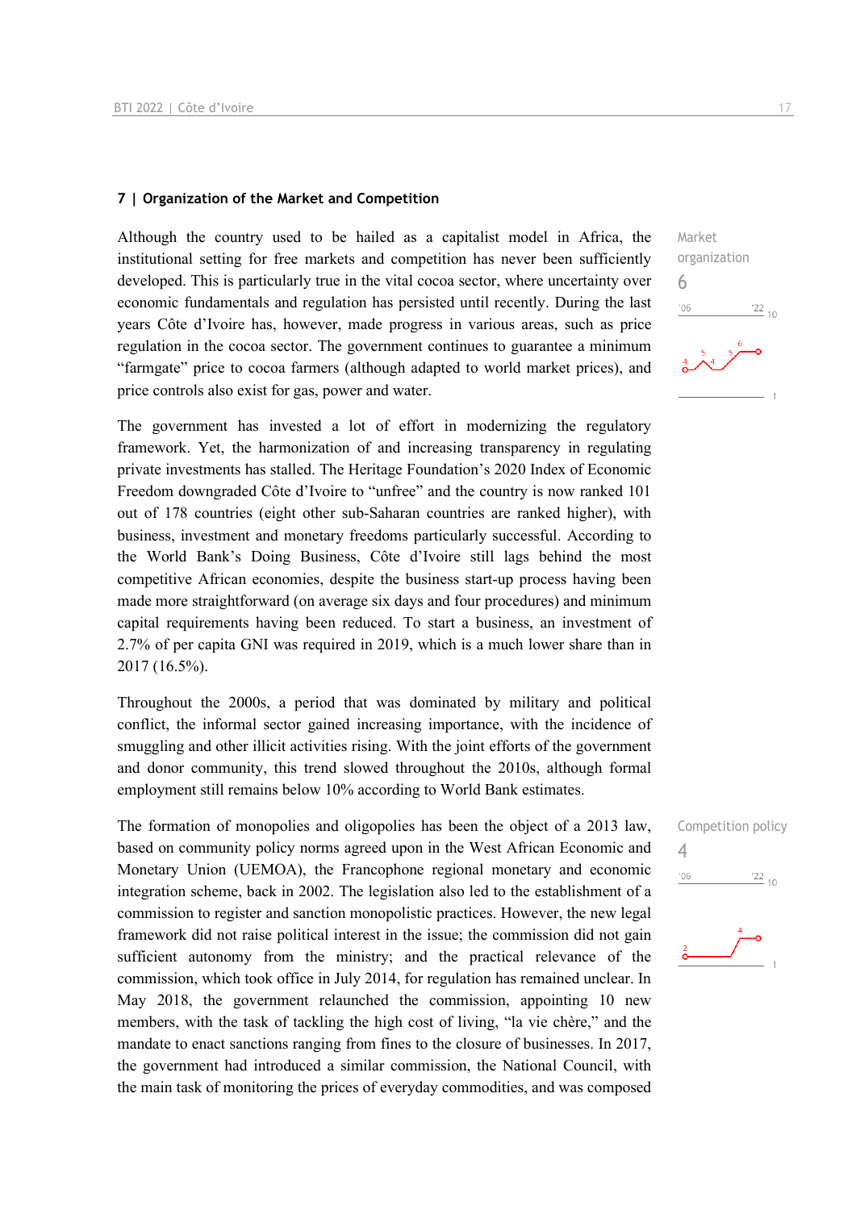## 7 | Organization of the Market and Competition

Market organization
6

Although the country used to be hailed as a capitalist model in Africa, the institutional setting for free markets and competition has never been sufficiently developed. This is particularly true in the vital cocoa sector, where uncertainty over economic fundamentals and regulation has persisted until recently. During the last years Côte d'Ivoire has, however, made progress in various areas, such as price regulation in the cocoa sector. The government continues to guarantee a minimum "farmgate" price to cocoa farmers (although adapted to world market prices), and price controls also exist for gas, power and water.

The government has invested a lot of effort in modernizing the regulatory framework. Yet, the harmonization of and increasing transparency in regulating private investments has stalled. The Heritage Foundation's 2020 Index of Economic Freedom downgraded Côte d'Ivoire to "unfree" and the country is now ranked 101 out of 178 countries (eight other sub-Saharan countries are ranked higher), with business, investment and monetary freedoms particularly successful. According to the World Bank's Doing Business, Côte d'Ivoire still lags behind the most competitive African economies, despite the business start-up process having been made more straightforward (on average six days and four procedures) and minimum capital requirements having been reduced. To start a business, an investment of 2.7% of per capita GNI was required in 2019, which is a much lower share than in 2017 (16.5%).

Throughout the 2000s, a period that was dominated by military and political conflict, the informal sector gained increasing importance, with the incidence of smuggling and other illicit activities rising. With the joint efforts of the government and donor community, this trend slowed throughout the 2010s, although formal employment still remains below 10% according to World Bank estimates.

Competition policy
4

The formation of monopolies and oligopolies has been the object of a 2013 law, based on community policy norms agreed upon in the West African Economic and Monetary Union (UEMOA), the Francophone regional monetary and economic integration scheme, back in 2002. The legislation also led to the establishment of a commission to register and sanction monopolistic practices. However, the new legal framework did not raise political interest in the issue; the commission did not gain sufficient autonomy from the ministry; and the practical relevance of the commission, which took office in July 2014, for regulation has remained unclear. In May 2018, the government relaunched the commission, appointing 10 new members, with the task of tackling the high cost of living, "la vie chère," and the mandate to enact sanctions ranging from fines to the closure of businesses. In 2017, the government had introduced a similar commission, the National Council, with the main task of monitoring the prices of everyday commodities, and was composed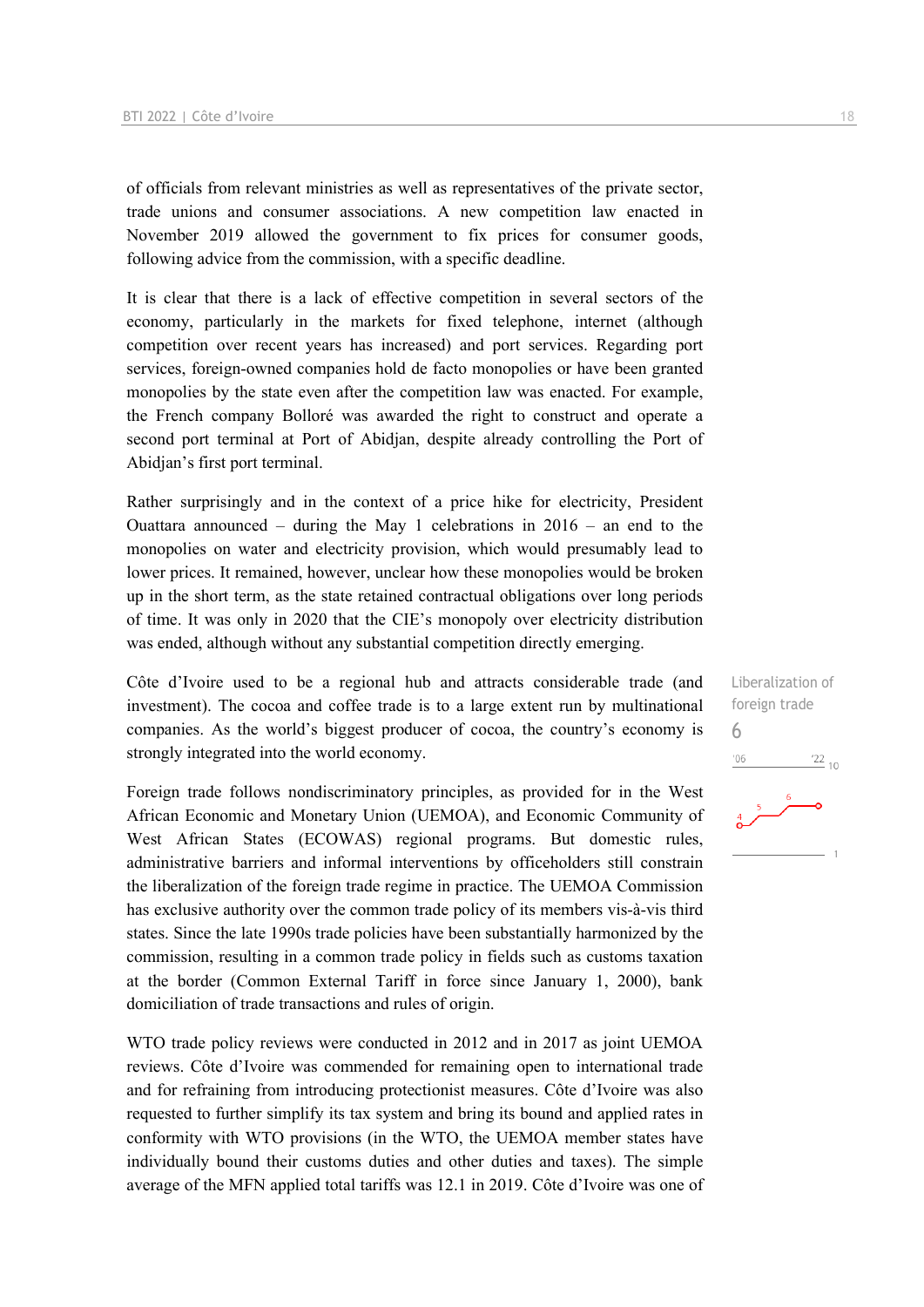of officials from relevant ministries as well as representatives of the private sector, trade unions and consumer associations. A new competition law enacted in November 2019 allowed the government to fix prices for consumer goods, following advice from the commission, with a specific deadline.

It is clear that there is a lack of effective competition in several sectors of the economy, particularly in the markets for fixed telephone, internet (although competition over recent years has increased) and port services. Regarding port services, foreign-owned companies hold de facto monopolies or have been granted monopolies by the state even after the competition law was enacted. For example, the French company Bolloré was awarded the right to construct and operate a second port terminal at Port of Abidjan, despite already controlling the Port of Abidjan's first port terminal.

Rather surprisingly and in the context of a price hike for electricity, President Ouattara announced – during the May 1 celebrations in 2016 – an end to the monopolies on water and electricity provision, which would presumably lead to lower prices. It remained, however, unclear how these monopolies would be broken up in the short term, as the state retained contractual obligations over long periods of time. It was only in 2020 that the CIE's monopoly over electricity distribution was ended, although without any substantial competition directly emerging.

Liberalization of foreign trade

6

Côte d'Ivoire used to be a regional hub and attracts considerable trade (and investment). The cocoa and coffee trade is to a large extent run by multinational companies. As the world's biggest producer of cocoa, the country's economy is strongly integrated into the world economy.

Foreign trade follows nondiscriminatory principles, as provided for in the West African Economic and Monetary Union (UEMOA), and Economic Community of West African States (ECOWAS) regional programs. But domestic rules, administrative barriers and informal interventions by officeholders still constrain the liberalization of the foreign trade regime in practice. The UEMOA Commission has exclusive authority over the common trade policy of its members vis-à-vis third states. Since the late 1990s trade policies have been substantially harmonized by the commission, resulting in a common trade policy in fields such as customs taxation at the border (Common External Tariff in force since January 1, 2000), bank domiciliation of trade transactions and rules of origin.

WTO trade policy reviews were conducted in 2012 and in 2017 as joint UEMOA reviews. Côte d'Ivoire was commended for remaining open to international trade and for refraining from introducing protectionist measures. Côte d'Ivoire was also requested to further simplify its tax system and bring its bound and applied rates in conformity with WTO provisions (in the WTO, the UEMOA member states have individually bound their customs duties and other duties and taxes). The simple average of the MFN applied total tariffs was 12.1 in 2019. Côte d'Ivoire was one of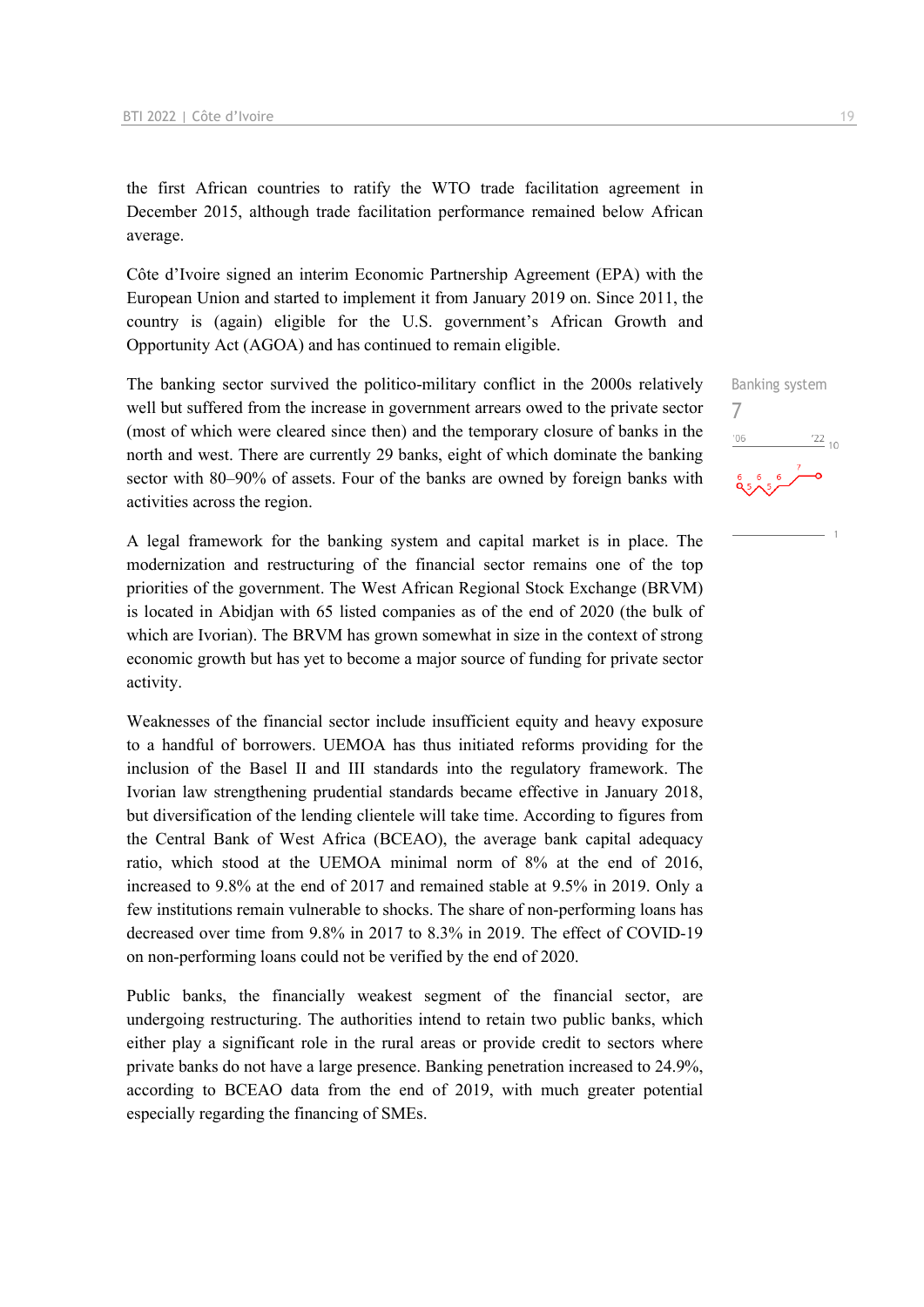the first African countries to ratify the WTO trade facilitation agreement in December 2015, although trade facilitation performance remained below African average.

Côte d'Ivoire signed an interim Economic Partnership Agreement (EPA) with the European Union and started to implement it from January 2019 on. Since 2011, the country is (again) eligible for the U.S. government's African Growth and Opportunity Act (AGOA) and has continued to remain eligible.

Banking system
7

The banking sector survived the politico-military conflict in the 2000s relatively well but suffered from the increase in government arrears owed to the private sector (most of which were cleared since then) and the temporary closure of banks in the north and west. There are currently 29 banks, eight of which dominate the banking sector with 80–90% of assets. Four of the banks are owned by foreign banks with activities across the region.

A legal framework for the banking system and capital market is in place. The modernization and restructuring of the financial sector remains one of the top priorities of the government. The West African Regional Stock Exchange (BRVM) is located in Abidjan with 65 listed companies as of the end of 2020 (the bulk of which are Ivorian). The BRVM has grown somewhat in size in the context of strong economic growth but has yet to become a major source of funding for private sector activity.

Weaknesses of the financial sector include insufficient equity and heavy exposure to a handful of borrowers. UEMOA has thus initiated reforms providing for the inclusion of the Basel II and III standards into the regulatory framework. The Ivorian law strengthening prudential standards became effective in January 2018, but diversification of the lending clientele will take time. According to figures from the Central Bank of West Africa (BCEAO), the average bank capital adequacy ratio, which stood at the UEMOA minimal norm of 8% at the end of 2016, increased to 9.8% at the end of 2017 and remained stable at 9.5% in 2019. Only a few institutions remain vulnerable to shocks. The share of non-performing loans has decreased over time from 9.8% in 2017 to 8.3% in 2019. The effect of COVID-19 on non-performing loans could not be verified by the end of 2020.

Public banks, the financially weakest segment of the financial sector, are undergoing restructuring. The authorities intend to retain two public banks, which either play a significant role in the rural areas or provide credit to sectors where private banks do not have a large presence. Banking penetration increased to 24.9%, according to BCEAO data from the end of 2019, with much greater potential especially regarding the financing of SMEs.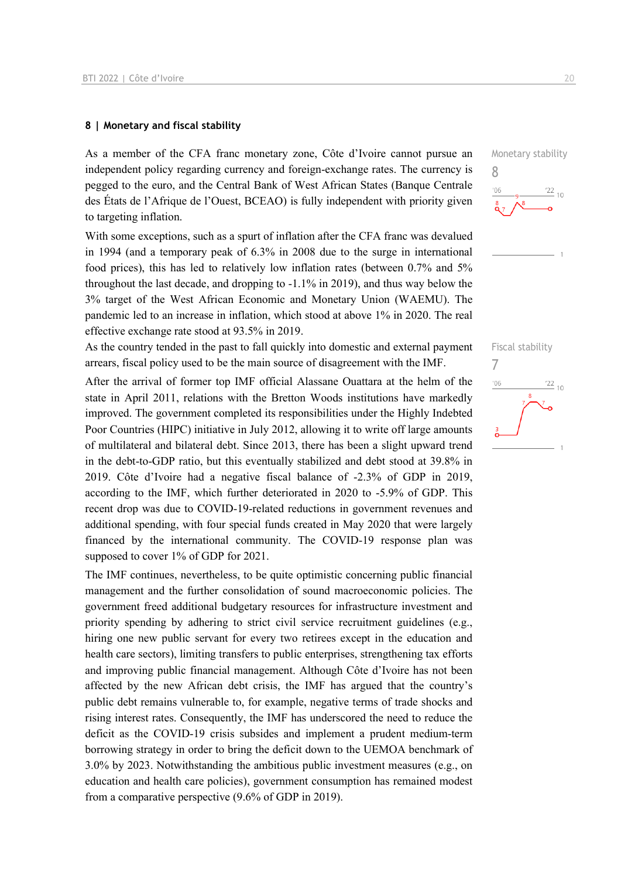## 8 | Monetary and fiscal stability

Monetary stability

8

As a member of the CFA franc monetary zone, Côte d'Ivoire cannot pursue an independent policy regarding currency and foreign-exchange rates. The currency is pegged to the euro, and the Central Bank of West African States (Banque Centrale des États de l'Afrique de l'Ouest, BCEAO) is fully independent with priority given to targeting inflation.

With some exceptions, such as a spurt of inflation after the CFA franc was devalued in 1994 (and a temporary peak of 6.3% in 2008 due to the surge in international food prices), this has led to relatively low inflation rates (between 0.7% and 5% throughout the last decade, and dropping to -1.1% in 2019), and thus way below the 3% target of the West African Economic and Monetary Union (WAEMU). The pandemic led to an increase in inflation, which stood at above 1% in 2020. The real effective exchange rate stood at 93.5% in 2019.

Fiscal stability

7

As the country tended in the past to fall quickly into domestic and external payment arrears, fiscal policy used to be the main source of disagreement with the IMF.

After the arrival of former top IMF official Alassane Ouattara at the helm of the state in April 2011, relations with the Bretton Woods institutions have markedly improved. The government completed its responsibilities under the Highly Indebted Poor Countries (HIPC) initiative in July 2012, allowing it to write off large amounts of multilateral and bilateral debt. Since 2013, there has been a slight upward trend in the debt-to-GDP ratio, but this eventually stabilized and debt stood at 39.8% in 2019. Côte d'Ivoire had a negative fiscal balance of -2.3% of GDP in 2019, according to the IMF, which further deteriorated in 2020 to -5.9% of GDP. This recent drop was due to COVID-19-related reductions in government revenues and additional spending, with four special funds created in May 2020 that were largely financed by the international community. The COVID-19 response plan was supposed to cover 1% of GDP for 2021.

The IMF continues, nevertheless, to be quite optimistic concerning public financial management and the further consolidation of sound macroeconomic policies. The government freed additional budgetary resources for infrastructure investment and priority spending by adhering to strict civil service recruitment guidelines (e.g., hiring one new public servant for every two retirees except in the education and health care sectors), limiting transfers to public enterprises, strengthening tax efforts and improving public financial management. Although Côte d'Ivoire has not been affected by the new African debt crisis, the IMF has argued that the country's public debt remains vulnerable to, for example, negative terms of trade shocks and rising interest rates. Consequently, the IMF has underscored the need to reduce the deficit as the COVID-19 crisis subsides and implement a prudent medium-term borrowing strategy in order to bring the deficit down to the UEMOA benchmark of 3.0% by 2023. Notwithstanding the ambitious public investment measures (e.g., on education and health care policies), government consumption has remained modest from a comparative perspective (9.6% of GDP in 2019).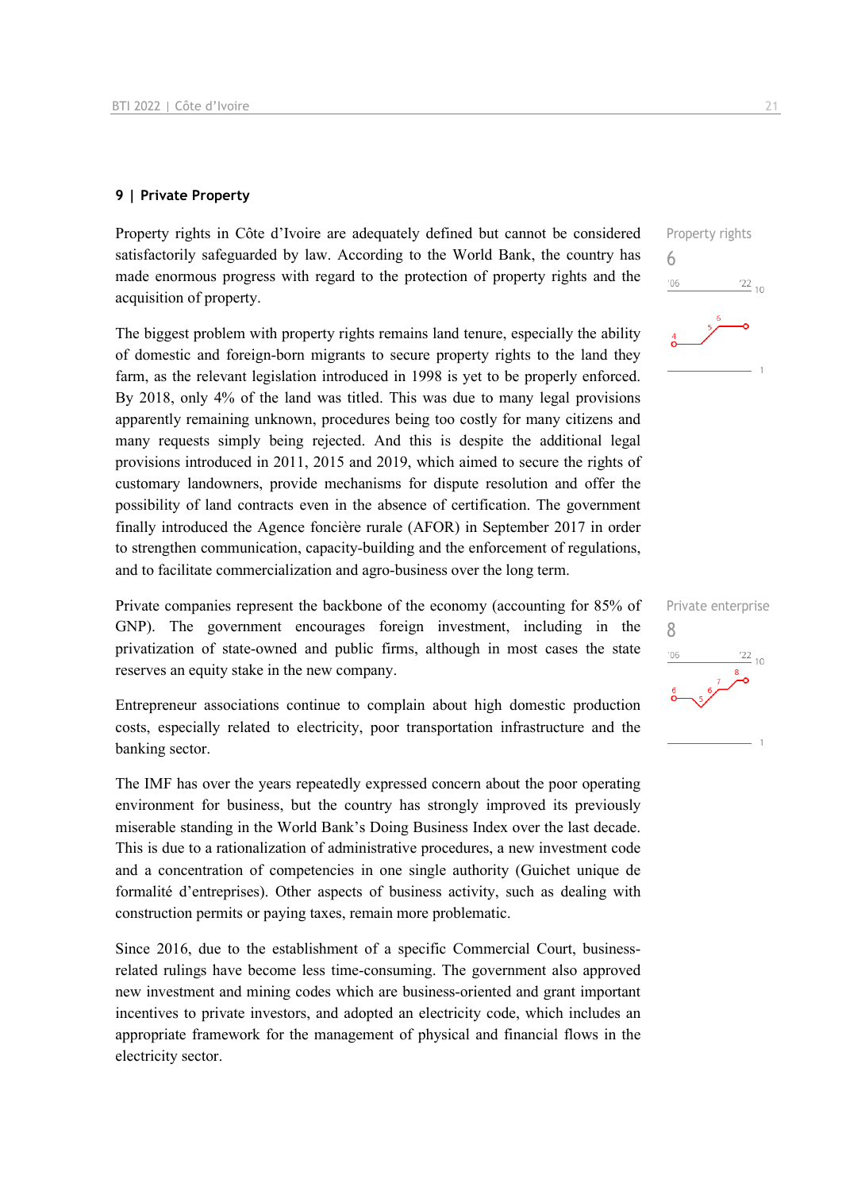## 9 | Private Property

Property rights in Côte d'Ivoire are adequately defined but cannot be considered satisfactorily safeguarded by law. According to the World Bank, the country has made enormous progress with regard to the protection of property rights and the acquisition of property.

Property rights
6

The biggest problem with property rights remains land tenure, especially the ability of domestic and foreign-born migrants to secure property rights to the land they farm, as the relevant legislation introduced in 1998 is yet to be properly enforced. By 2018, only 4% of the land was titled. This was due to many legal provisions apparently remaining unknown, procedures being too costly for many citizens and many requests simply being rejected. And this is despite the additional legal provisions introduced in 2011, 2015 and 2019, which aimed to secure the rights of customary landowners, provide mechanisms for dispute resolution and offer the possibility of land contracts even in the absence of certification. The government finally introduced the Agence foncière rurale (AFOR) in September 2017 in order to strengthen communication, capacity-building and the enforcement of regulations, and to facilitate commercialization and agro-business over the long term.

Private companies represent the backbone of the economy (accounting for 85% of GNP). The government encourages foreign investment, including in the privatization of state-owned and public firms, although in most cases the state reserves an equity stake in the new company.

Private enterprise
8

Entrepreneur associations continue to complain about high domestic production costs, especially related to electricity, poor transportation infrastructure and the banking sector.

The IMF has over the years repeatedly expressed concern about the poor operating environment for business, but the country has strongly improved its previously miserable standing in the World Bank's Doing Business Index over the last decade. This is due to a rationalization of administrative procedures, a new investment code and a concentration of competencies in one single authority (Guichet unique de formalité d'entreprises). Other aspects of business activity, such as dealing with construction permits or paying taxes, remain more problematic.

Since 2016, due to the establishment of a specific Commercial Court, business-related rulings have become less time-consuming. The government also approved new investment and mining codes which are business-oriented and grant important incentives to private investors, and adopted an electricity code, which includes an appropriate framework for the management of physical and financial flows in the electricity sector.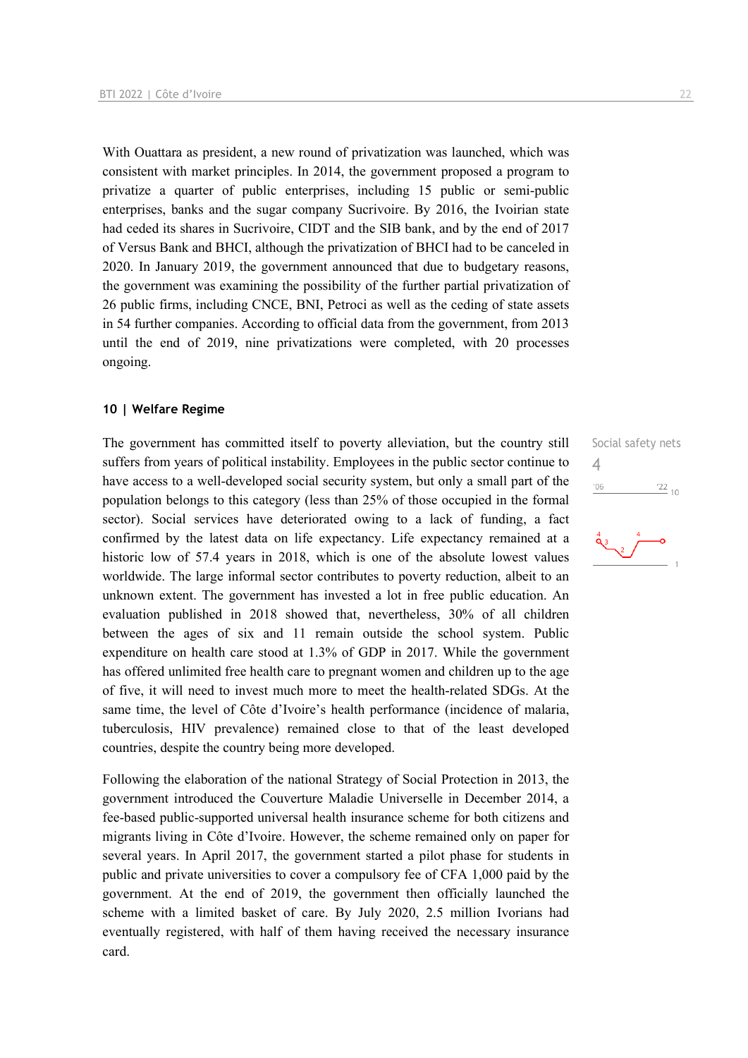With Ouattara as president, a new round of privatization was launched, which was consistent with market principles. In 2014, the government proposed a program to privatize a quarter of public enterprises, including 15 public or semi-public enterprises, banks and the sugar company Sucrivoire. By 2016, the Ivoirian state had ceded its shares in Sucrivoire, CIDT and the SIB bank, and by the end of 2017 of Versus Bank and BHCI, although the privatization of BHCI had to be canceled in 2020. In January 2019, the government announced that due to budgetary reasons, the government was examining the possibility of the further partial privatization of 26 public firms, including CNCE, BNI, Petroci as well as the ceding of state assets in 54 further companies. According to official data from the government, from 2013 until the end of 2019, nine privatizations were completed, with 20 processes ongoing.

### 10 | Welfare Regime

Social safety nets
4

The government has committed itself to poverty alleviation, but the country still suffers from years of political instability. Employees in the public sector continue to have access to a well-developed social security system, but only a small part of the population belongs to this category (less than 25% of those occupied in the formal sector). Social services have deteriorated owing to a lack of funding, a fact confirmed by the latest data on life expectancy. Life expectancy remained at a historic low of 57.4 years in 2018, which is one of the absolute lowest values worldwide. The large informal sector contributes to poverty reduction, albeit to an unknown extent. The government has invested a lot in free public education. An evaluation published in 2018 showed that, nevertheless, 30% of all children between the ages of six and 11 remain outside the school system. Public expenditure on health care stood at 1.3% of GDP in 2017. While the government has offered unlimited free health care to pregnant women and children up to the age of five, it will need to invest much more to meet the health-related SDGs. At the same time, the level of Côte d'Ivoire's health performance (incidence of malaria, tuberculosis, HIV prevalence) remained close to that of the least developed countries, despite the country being more developed.

Following the elaboration of the national Strategy of Social Protection in 2013, the government introduced the Couverture Maladie Universelle in December 2014, a fee-based public-supported universal health insurance scheme for both citizens and migrants living in Côte d'Ivoire. However, the scheme remained only on paper for several years. In April 2017, the government started a pilot phase for students in public and private universities to cover a compulsory fee of CFA 1,000 paid by the government. At the end of 2019, the government then officially launched the scheme with a limited basket of care. By July 2020, 2.5 million Ivorians had eventually registered, with half of them having received the necessary insurance card.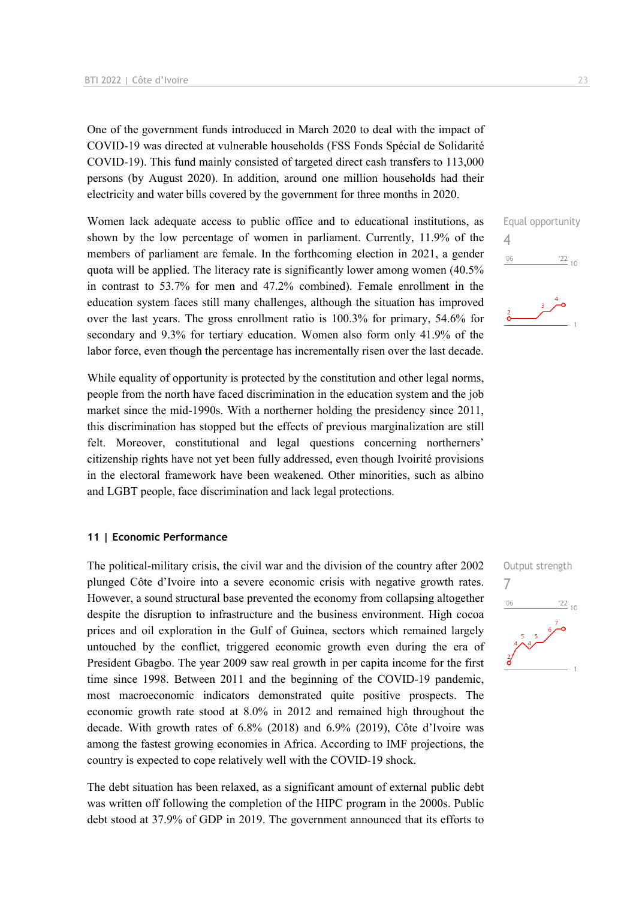One of the government funds introduced in March 2020 to deal with the impact of COVID-19 was directed at vulnerable households (FSS Fonds Spécial de Solidarité COVID-19). This fund mainly consisted of targeted direct cash transfers to 113,000 persons (by August 2020). In addition, around one million households had their electricity and water bills covered by the government for three months in 2020.

Equal opportunity
4

Women lack adequate access to public office and to educational institutions, as shown by the low percentage of women in parliament. Currently, 11.9% of the members of parliament are female. In the forthcoming election in 2021, a gender quota will be applied. The literacy rate is significantly lower among women (40.5% in contrast to 53.7% for men and 47.2% combined). Female enrollment in the education system faces still many challenges, although the situation has improved over the last years. The gross enrollment ratio is 100.3% for primary, 54.6% for secondary and 9.3% for tertiary education. Women also form only 41.9% of the labor force, even though the percentage has incrementally risen over the last decade.

While equality of opportunity is protected by the constitution and other legal norms, people from the north have faced discrimination in the education system and the job market since the mid-1990s. With a northerner holding the presidency since 2011, this discrimination has stopped but the effects of previous marginalization are still felt. Moreover, constitutional and legal questions concerning northerners' citizenship rights have not yet been fully addressed, even though Ivoirité provisions in the electoral framework have been weakened. Other minorities, such as albino and LGBT people, face discrimination and lack legal protections.

## 11 | Economic Performance

Output strength
7

The political-military crisis, the civil war and the division of the country after 2002 plunged Côte d'Ivoire into a severe economic crisis with negative growth rates. However, a sound structural base prevented the economy from collapsing altogether despite the disruption to infrastructure and the business environment. High cocoa prices and oil exploration in the Gulf of Guinea, sectors which remained largely untouched by the conflict, triggered economic growth even during the era of President Gbagbo. The year 2009 saw real growth in per capita income for the first time since 1998. Between 2011 and the beginning of the COVID-19 pandemic, most macroeconomic indicators demonstrated quite positive prospects. The economic growth rate stood at 8.0% in 2012 and remained high throughout the decade. With growth rates of 6.8% (2018) and 6.9% (2019), Côte d'Ivoire was among the fastest growing economies in Africa. According to IMF projections, the country is expected to cope relatively well with the COVID-19 shock.

The debt situation has been relaxed, as a significant amount of external public debt was written off following the completion of the HIPC program in the 2000s. Public debt stood at 37.9% of GDP in 2019. The government announced that its efforts to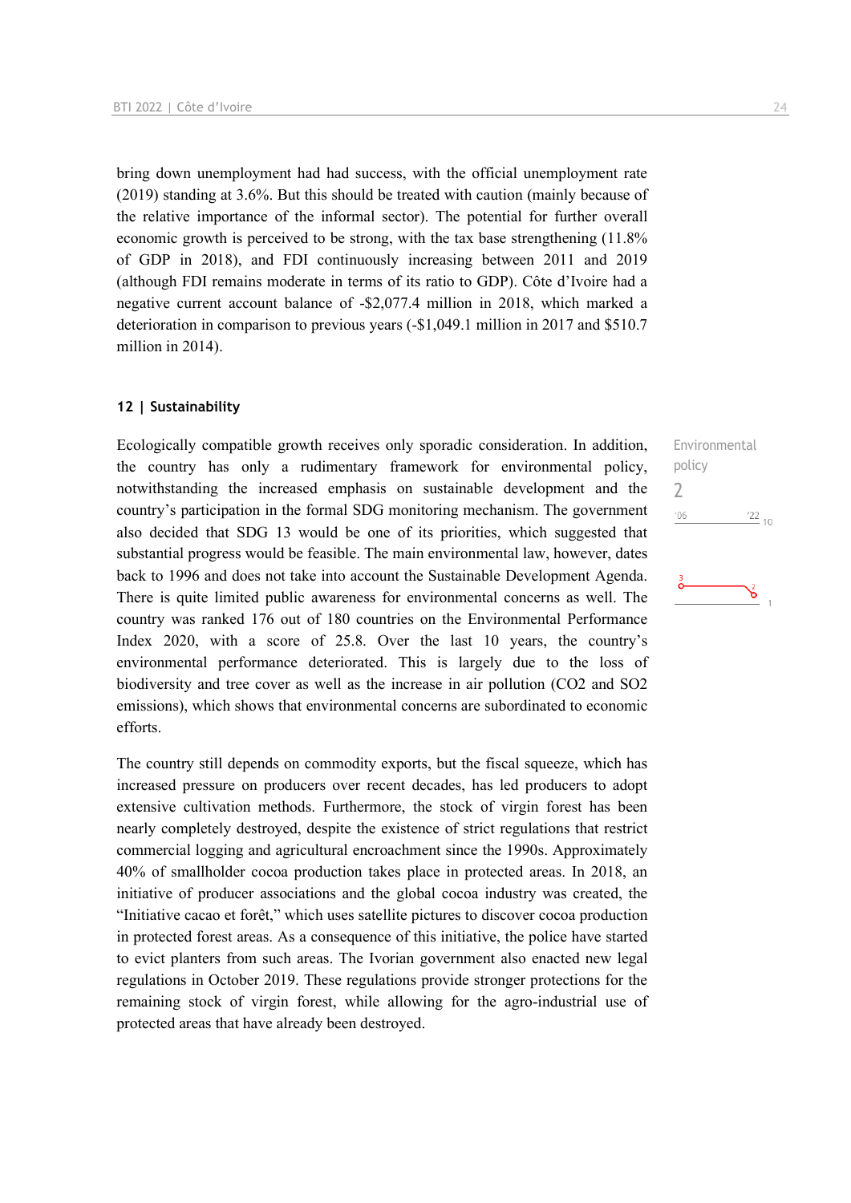bring down unemployment had had success, with the official unemployment rate (2019) standing at 3.6%. But this should be treated with caution (mainly because of the relative importance of the informal sector). The potential for further overall economic growth is perceived to be strong, with the tax base strengthening (11.8% of GDP in 2018), and FDI continuously increasing between 2011 and 2019 (although FDI remains moderate in terms of its ratio to GDP). Côte d'Ivoire had a negative current account balance of -$2,077.4 million in 2018, which marked a deterioration in comparison to previous years (-$1,049.1 million in 2017 and $510.7 million in 2014).

### 12 | Sustainability

Environmental policy
2

Ecologically compatible growth receives only sporadic consideration. In addition, the country has only a rudimentary framework for environmental policy, notwithstanding the increased emphasis on sustainable development and the country's participation in the formal SDG monitoring mechanism. The government also decided that SDG 13 would be one of its priorities, which suggested that substantial progress would be feasible. The main environmental law, however, dates back to 1996 and does not take into account the Sustainable Development Agenda. There is quite limited public awareness for environmental concerns as well. The country was ranked 176 out of 180 countries on the Environmental Performance Index 2020, with a score of 25.8. Over the last 10 years, the country's environmental performance deteriorated. This is largely due to the loss of biodiversity and tree cover as well as the increase in air pollution ($CO_2$ and $SO_2$ emissions), which shows that environmental concerns are subordinated to economic efforts.

The country still depends on commodity exports, but the fiscal squeeze, which has increased pressure on producers over recent decades, has led producers to adopt extensive cultivation methods. Furthermore, the stock of virgin forest has been nearly completely destroyed, despite the existence of strict regulations that restrict commercial logging and agricultural encroachment since the 1990s. Approximately 40% of smallholder cocoa production takes place in protected areas. In 2018, an initiative of producer associations and the global cocoa industry was created, the "Initiative cacao et forêt," which uses satellite pictures to discover cocoa production in protected forest areas. As a consequence of this initiative, the police have started to evict planters from such areas. The Ivorian government also enacted new legal regulations in October 2019. These regulations provide stronger protections for the remaining stock of virgin forest, while allowing for the agro-industrial use of protected areas that have already been destroyed.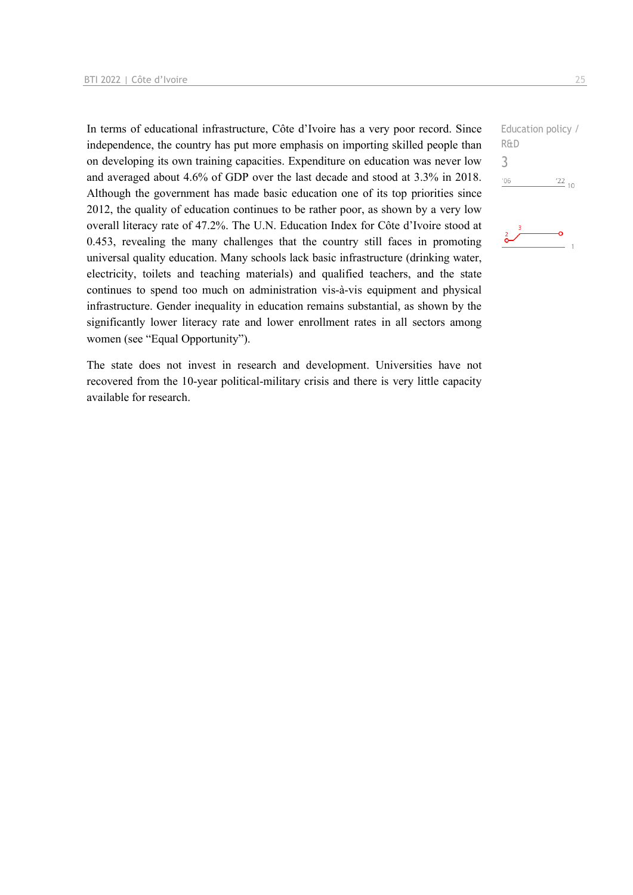Education policy / R&D

3

'06 '22 10

In terms of educational infrastructure, Côte d'Ivoire has a very poor record. Since independence, the country has put more emphasis on importing skilled people than on developing its own training capacities. Expenditure on education was never low and averaged about 4.6% of GDP over the last decade and stood at 3.3% in 2018. Although the government has made basic education one of its top priorities since 2012, the quality of education continues to be rather poor, as shown by a very low overall literacy rate of 47.2%. The U.N. Education Index for Côte d'Ivoire stood at 0.453, revealing the many challenges that the country still faces in promoting universal quality education. Many schools lack basic infrastructure (drinking water, electricity, toilets and teaching materials) and qualified teachers, and the state continues to spend too much on administration vis-à-vis equipment and physical infrastructure. Gender inequality in education remains substantial, as shown by the significantly lower literacy rate and lower enrollment rates in all sectors among women (see "Equal Opportunity").

The state does not invest in research and development. Universities have not recovered from the 10-year political-military crisis and there is very little capacity available for research.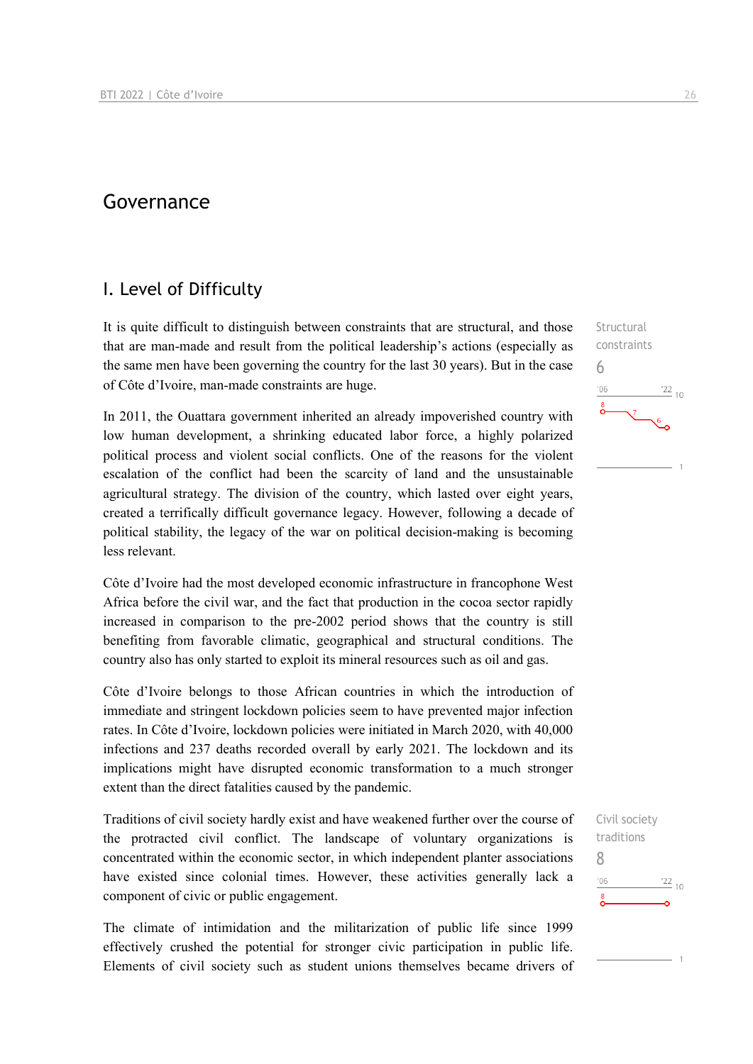# Governance

## I. Level of Difficulty

Structural constraints

6

It is quite difficult to distinguish between constraints that are structural, and those that are man-made and result from the political leadership's actions (especially as the same men have been governing the country for the last 30 years). But in the case of Côte d'Ivoire, man-made constraints are huge.

In 2011, the Ouattara government inherited an already impoverished country with low human development, a shrinking educated labor force, a highly polarized political process and violent social conflicts. One of the reasons for the violent escalation of the conflict had been the scarcity of land and the unsustainable agricultural strategy. The division of the country, which lasted over eight years, created a terrifically difficult governance legacy. However, following a decade of political stability, the legacy of the war on political decision-making is becoming less relevant.

Côte d'Ivoire had the most developed economic infrastructure in francophone West Africa before the civil war, and the fact that production in the cocoa sector rapidly increased in comparison to the pre-2002 period shows that the country is still benefiting from favorable climatic, geographical and structural conditions. The country also has only started to exploit its mineral resources such as oil and gas.

Côte d'Ivoire belongs to those African countries in which the introduction of immediate and stringent lockdown policies seem to have prevented major infection rates. In Côte d'Ivoire, lockdown policies were initiated in March 2020, with 40,000 infections and 237 deaths recorded overall by early 2021. The lockdown and its implications might have disrupted economic transformation to a much stronger extent than the direct fatalities caused by the pandemic.

Civil society traditions

8

Traditions of civil society hardly exist and have weakened further over the course of the protracted civil conflict. The landscape of voluntary organizations is concentrated within the economic sector, in which independent planter associations have existed since colonial times. However, these activities generally lack a component of civic or public engagement.

The climate of intimidation and the militarization of public life since 1999 effectively crushed the potential for stronger civic participation in public life. Elements of civil society such as student unions themselves became drivers of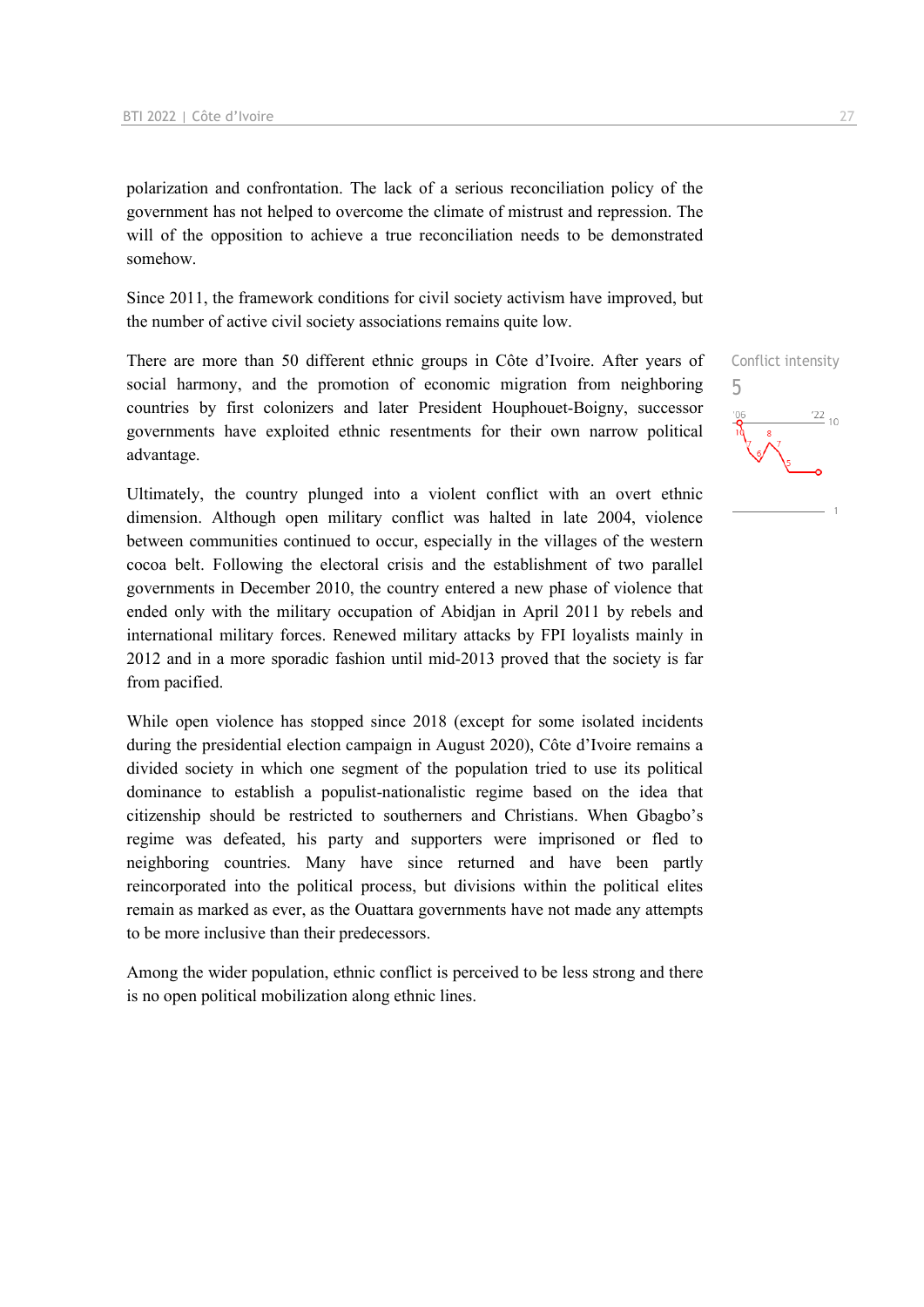polarization and confrontation. The lack of a serious reconciliation policy of the government has not helped to overcome the climate of mistrust and repression. The will of the opposition to achieve a true reconciliation needs to be demonstrated somehow.

Since 2011, the framework conditions for civil society activism have improved, but the number of active civil society associations remains quite low.

There are more than 50 different ethnic groups in Côte d'Ivoire. After years of social harmony, and the promotion of economic migration from neighboring countries by first colonizers and later President Houphouet-Boigny, successor governments have exploited ethnic resentments for their own narrow political advantage.

Conflict intensity
5

Ultimately, the country plunged into a violent conflict with an overt ethnic dimension. Although open military conflict was halted in late 2004, violence between communities continued to occur, especially in the villages of the western cocoa belt. Following the electoral crisis and the establishment of two parallel governments in December 2010, the country entered a new phase of violence that ended only with the military occupation of Abidjan in April 2011 by rebels and international military forces. Renewed military attacks by FPI loyalists mainly in 2012 and in a more sporadic fashion until mid-2013 proved that the society is far from pacified.

While open violence has stopped since 2018 (except for some isolated incidents during the presidential election campaign in August 2020), Côte d'Ivoire remains a divided society in which one segment of the population tried to use its political dominance to establish a populist-nationalistic regime based on the idea that citizenship should be restricted to southerners and Christians. When Gbagbo's regime was defeated, his party and supporters were imprisoned or fled to neighboring countries. Many have since returned and have been partly reincorporated into the political process, but divisions within the political elites remain as marked as ever, as the Ouattara governments have not made any attempts to be more inclusive than their predecessors.

Among the wider population, ethnic conflict is perceived to be less strong and there is no open political mobilization along ethnic lines.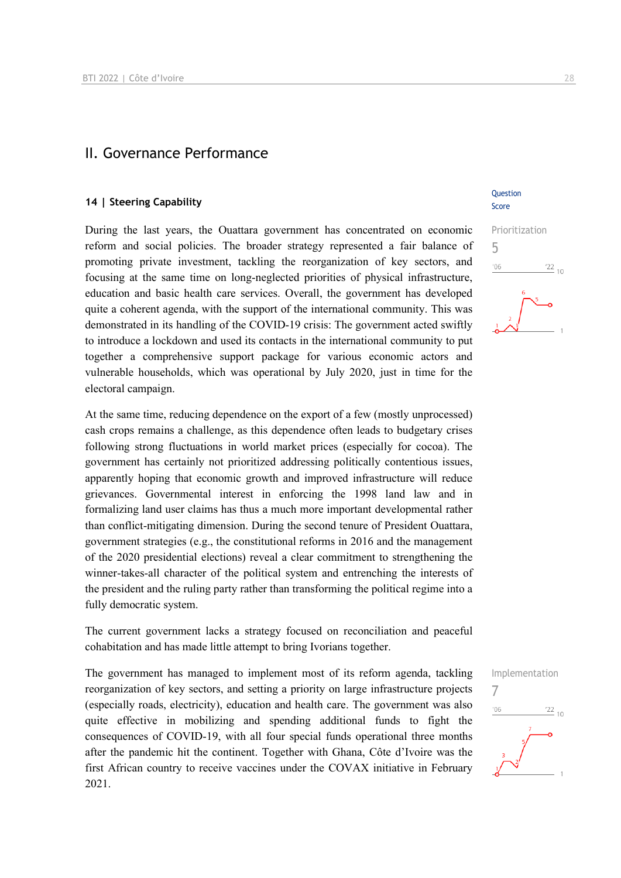## II. Governance Performance

### 14 | Steering Capability

Question Score

Prioritization
5

During the last years, the Ouattara government has concentrated on economic reform and social policies. The broader strategy represented a fair balance of promoting private investment, tackling the reorganization of key sectors, and focusing at the same time on long-neglected priorities of physical infrastructure, education and basic health care services. Overall, the government has developed quite a coherent agenda, with the support of the international community. This was demonstrated in its handling of the COVID-19 crisis: The government acted swiftly to introduce a lockdown and used its contacts in the international community to put together a comprehensive support package for various economic actors and vulnerable households, which was operational by July 2020, just in time for the electoral campaign.

At the same time, reducing dependence on the export of a few (mostly unprocessed) cash crops remains a challenge, as this dependence often leads to budgetary crises following strong fluctuations in world market prices (especially for cocoa). The government has certainly not prioritized addressing politically contentious issues, apparently hoping that economic growth and improved infrastructure will reduce grievances. Governmental interest in enforcing the 1998 land law and in formalizing land user claims has thus a much more important developmental rather than conflict-mitigating dimension. During the second tenure of President Ouattara, government strategies (e.g., the constitutional reforms in 2016 and the management of the 2020 presidential elections) reveal a clear commitment to strengthening the winner-takes-all character of the political system and entrenching the interests of the president and the ruling party rather than transforming the political regime into a fully democratic system.

The current government lacks a strategy focused on reconciliation and peaceful cohabitation and has made little attempt to bring Ivorians together.

Implementation
7

The government has managed to implement most of its reform agenda, tackling reorganization of key sectors, and setting a priority on large infrastructure projects (especially roads, electricity), education and health care. The government was also quite effective in mobilizing and spending additional funds to fight the consequences of COVID-19, with all four special funds operational three months after the pandemic hit the continent. Together with Ghana, Côte d'Ivoire was the first African country to receive vaccines under the COVAX initiative in February 2021.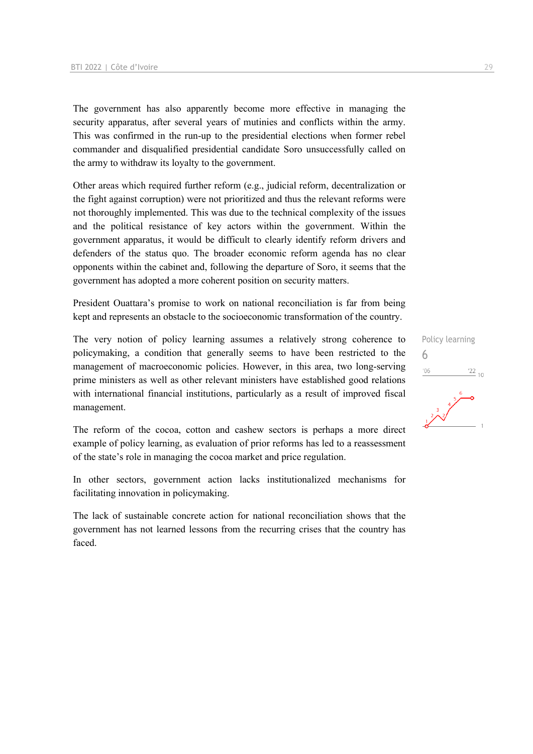The government has also apparently become more effective in managing the security apparatus, after several years of mutinies and conflicts within the army. This was confirmed in the run-up to the presidential elections when former rebel commander and disqualified presidential candidate Soro unsuccessfully called on the army to withdraw its loyalty to the government.

Other areas which required further reform (e.g., judicial reform, decentralization or the fight against corruption) were not prioritized and thus the relevant reforms were not thoroughly implemented. This was due to the technical complexity of the issues and the political resistance of key actors within the government. Within the government apparatus, it would be difficult to clearly identify reform drivers and defenders of the status quo. The broader economic reform agenda has no clear opponents within the cabinet and, following the departure of Soro, it seems that the government has adopted a more coherent position on security matters.

President Ouattara's promise to work on national reconciliation is far from being kept and represents an obstacle to the socioeconomic transformation of the country.

Policy learning
6

The very notion of policy learning assumes a relatively strong coherence to policymaking, a condition that generally seems to have been restricted to the management of macroeconomic policies. However, in this area, two long-serving prime ministers as well as other relevant ministers have established good relations with international financial institutions, particularly as a result of improved fiscal management.

The reform of the cocoa, cotton and cashew sectors is perhaps a more direct example of policy learning, as evaluation of prior reforms has led to a reassessment of the state's role in managing the cocoa market and price regulation.

In other sectors, government action lacks institutionalized mechanisms for facilitating innovation in policymaking.

The lack of sustainable concrete action for national reconciliation shows that the government has not learned lessons from the recurring crises that the country has faced.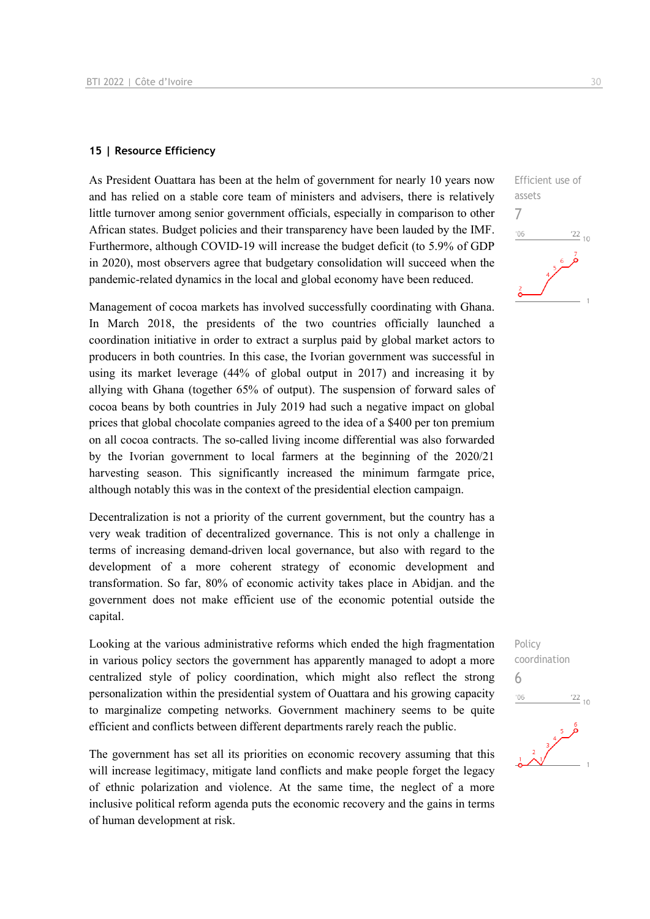## 15 | Resource Efficiency

Efficient use of assets

7

As President Ouattara has been at the helm of government for nearly 10 years now and has relied on a stable core team of ministers and advisers, there is relatively little turnover among senior government officials, especially in comparison to other African states. Budget policies and their transparency have been lauded by the IMF. Furthermore, although COVID-19 will increase the budget deficit (to 5.9% of GDP in 2020), most observers agree that budgetary consolidation will succeed when the pandemic-related dynamics in the local and global economy have been reduced.

Management of cocoa markets has involved successfully coordinating with Ghana. In March 2018, the presidents of the two countries officially launched a coordination initiative in order to extract a surplus paid by global market actors to producers in both countries. In this case, the Ivorian government was successful in using its market leverage (44% of global output in 2017) and increasing it by allying with Ghana (together 65% of output). The suspension of forward sales of cocoa beans by both countries in July 2019 had such a negative impact on global prices that global chocolate companies agreed to the idea of a $400 per ton premium on all cocoa contracts. The so-called living income differential was also forwarded by the Ivorian government to local farmers at the beginning of the 2020/21 harvesting season. This significantly increased the minimum farmgate price, although notably this was in the context of the presidential election campaign.

Decentralization is not a priority of the current government, but the country has a very weak tradition of decentralized governance. This is not only a challenge in terms of increasing demand-driven local governance, but also with regard to the development of a more coherent strategy of economic development and transformation. So far, 80% of economic activity takes place in Abidjan. and the government does not make efficient use of the economic potential outside the capital.

Policy coordination

6

Looking at the various administrative reforms which ended the high fragmentation in various policy sectors the government has apparently managed to adopt a more centralized style of policy coordination, which might also reflect the strong personalization within the presidential system of Ouattara and his growing capacity to marginalize competing networks. Government machinery seems to be quite efficient and conflicts between different departments rarely reach the public.

The government has set all its priorities on economic recovery assuming that this will increase legitimacy, mitigate land conflicts and make people forget the legacy of ethnic polarization and violence. At the same time, the neglect of a more inclusive political reform agenda puts the economic recovery and the gains in terms of human development at risk.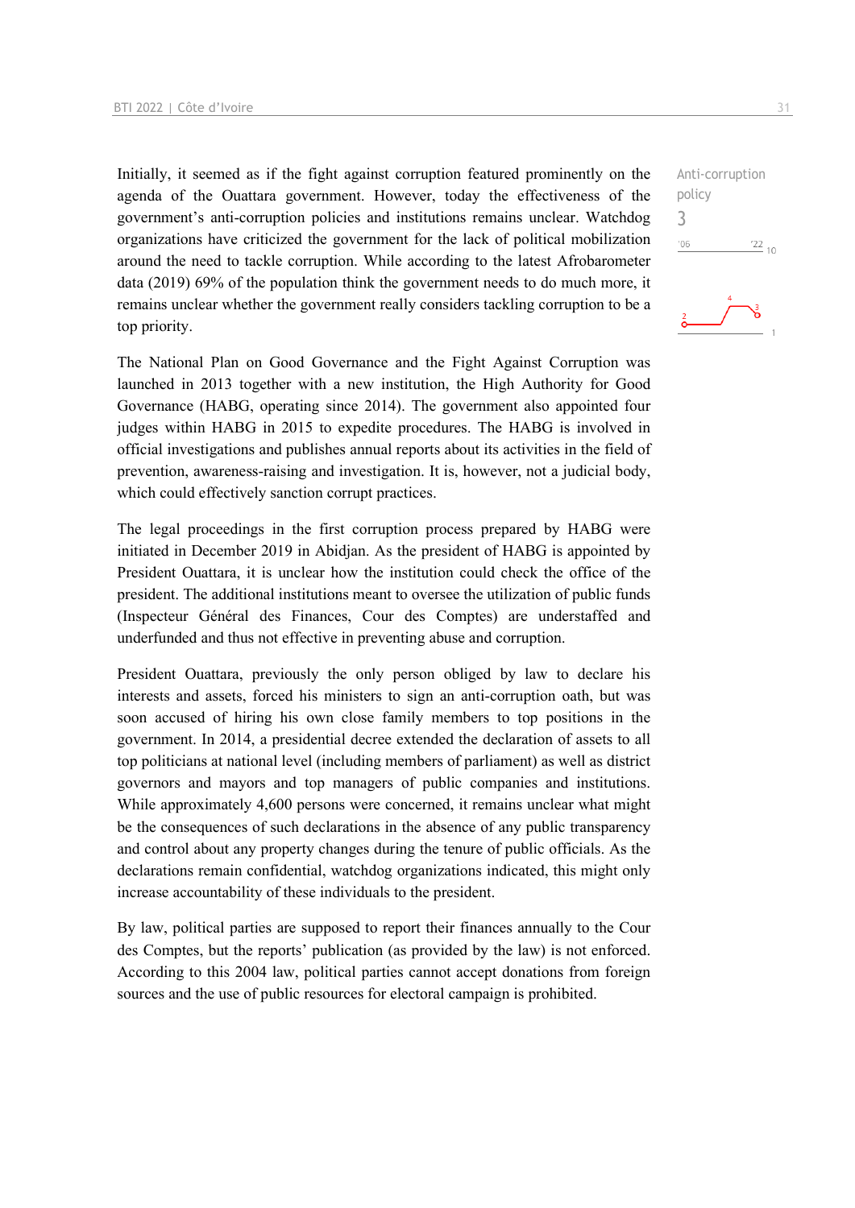Initially, it seemed as if the fight against corruption featured prominently on the agenda of the Ouattara government. However, today the effectiveness of the government's anti-corruption policies and institutions remains unclear. Watchdog organizations have criticized the government for the lack of political mobilization around the need to tackle corruption. While according to the latest Afrobarometer data (2019) 69% of the population think the government needs to do much more, it remains unclear whether the government really considers tackling corruption to be a top priority.

Anti-corruption policy
3

The National Plan on Good Governance and the Fight Against Corruption was launched in 2013 together with a new institution, the High Authority for Good Governance (HABG, operating since 2014). The government also appointed four judges within HABG in 2015 to expedite procedures. The HABG is involved in official investigations and publishes annual reports about its activities in the field of prevention, awareness-raising and investigation. It is, however, not a judicial body, which could effectively sanction corrupt practices.

The legal proceedings in the first corruption process prepared by HABG were initiated in December 2019 in Abidjan. As the president of HABG is appointed by President Ouattara, it is unclear how the institution could check the office of the president. The additional institutions meant to oversee the utilization of public funds (Inspecteur Général des Finances, Cour des Comptes) are understaffed and underfunded and thus not effective in preventing abuse and corruption.

President Ouattara, previously the only person obliged by law to declare his interests and assets, forced his ministers to sign an anti-corruption oath, but was soon accused of hiring his own close family members to top positions in the government. In 2014, a presidential decree extended the declaration of assets to all top politicians at national level (including members of parliament) as well as district governors and mayors and top managers of public companies and institutions. While approximately 4,600 persons were concerned, it remains unclear what might be the consequences of such declarations in the absence of any public transparency and control about any property changes during the tenure of public officials. As the declarations remain confidential, watchdog organizations indicated, this might only increase accountability of these individuals to the president.

By law, political parties are supposed to report their finances annually to the Cour des Comptes, but the reports' publication (as provided by the law) is not enforced. According to this 2004 law, political parties cannot accept donations from foreign sources and the use of public resources for electoral campaign is prohibited.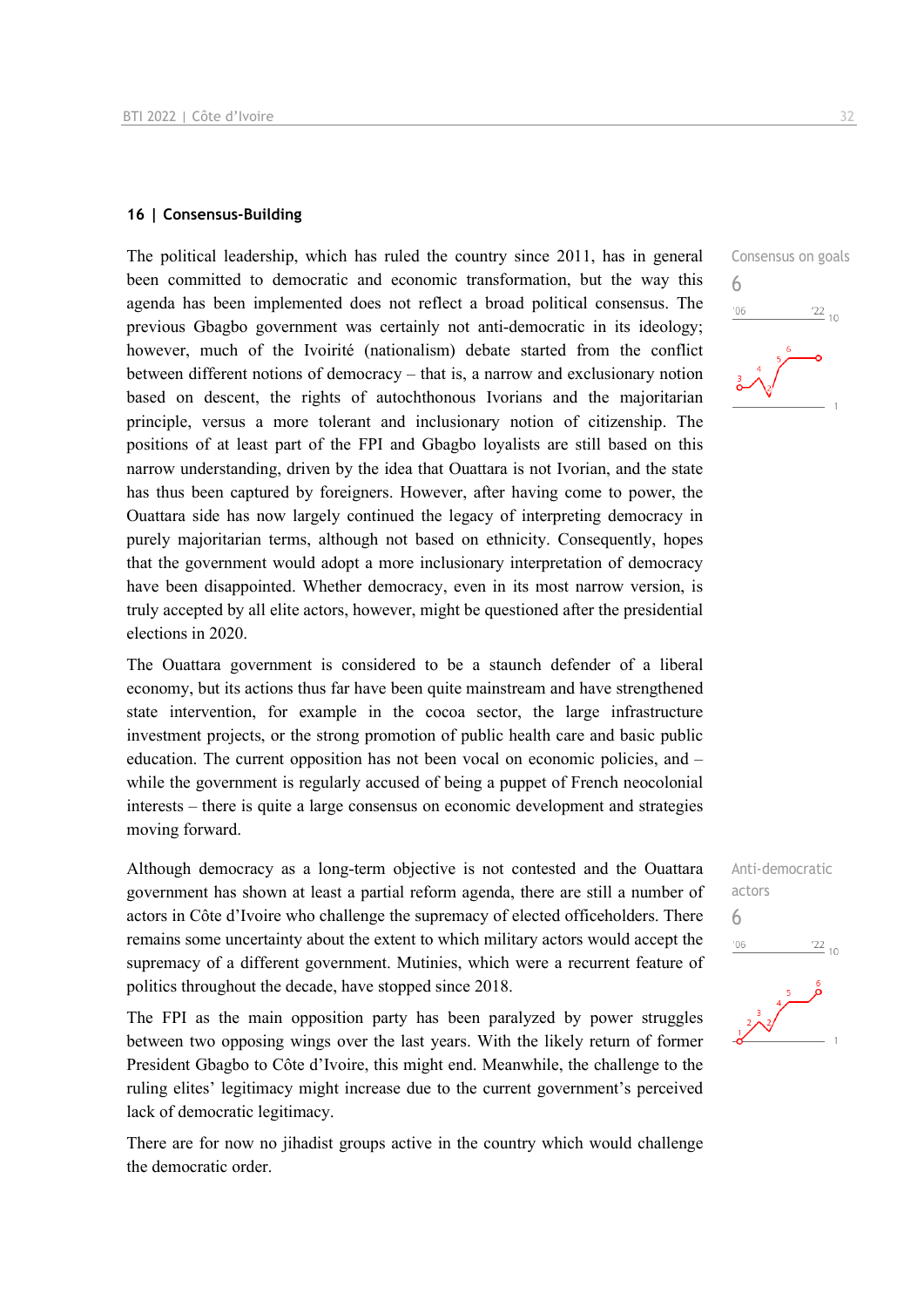## 16 | Consensus-Building

The political leadership, which has ruled the country since 2011, has in general been committed to democratic and economic transformation, but the way this agenda has been implemented does not reflect a broad political consensus. The previous Gbagbo government was certainly not anti-democratic in its ideology; however, much of the Ivoirité (nationalism) debate started from the conflict between different notions of democracy – that is, a narrow and exclusionary notion based on descent, the rights of autochthonous Ivorians and the majoritarian principle, versus a more tolerant and inclusionary notion of citizenship. The positions of at least part of the FPI and Gbagbo loyalists are still based on this narrow understanding, driven by the idea that Ouattara is not Ivorian, and the state has thus been captured by foreigners. However, after having come to power, the Ouattara side has now largely continued the legacy of interpreting democracy in purely majoritarian terms, although not based on ethnicity. Consequently, hopes that the government would adopt a more inclusionary interpretation of democracy have been disappointed. Whether democracy, even in its most narrow version, is truly accepted by all elite actors, however, might be questioned after the presidential elections in 2020.

Consensus on goals
6

The Ouattara government is considered to be a staunch defender of a liberal economy, but its actions thus far have been quite mainstream and have strengthened state intervention, for example in the cocoa sector, the large infrastructure investment projects, or the strong promotion of public health care and basic public education. The current opposition has not been vocal on economic policies, and – while the government is regularly accused of being a puppet of French neocolonial interests – there is quite a large consensus on economic development and strategies moving forward.

Although democracy as a long-term objective is not contested and the Ouattara government has shown at least a partial reform agenda, there are still a number of actors in Côte d'Ivoire who challenge the supremacy of elected officeholders. There remains some uncertainty about the extent to which military actors would accept the supremacy of a different government. Mutinies, which were a recurrent feature of politics throughout the decade, have stopped since 2018.

Anti-democratic actors
6

The FPI as the main opposition party has been paralyzed by power struggles between two opposing wings over the last years. With the likely return of former President Gbagbo to Côte d'Ivoire, this might end. Meanwhile, the challenge to the ruling elites' legitimacy might increase due to the current government's perceived lack of democratic legitimacy.

There are for now no jihadist groups active in the country which would challenge the democratic order.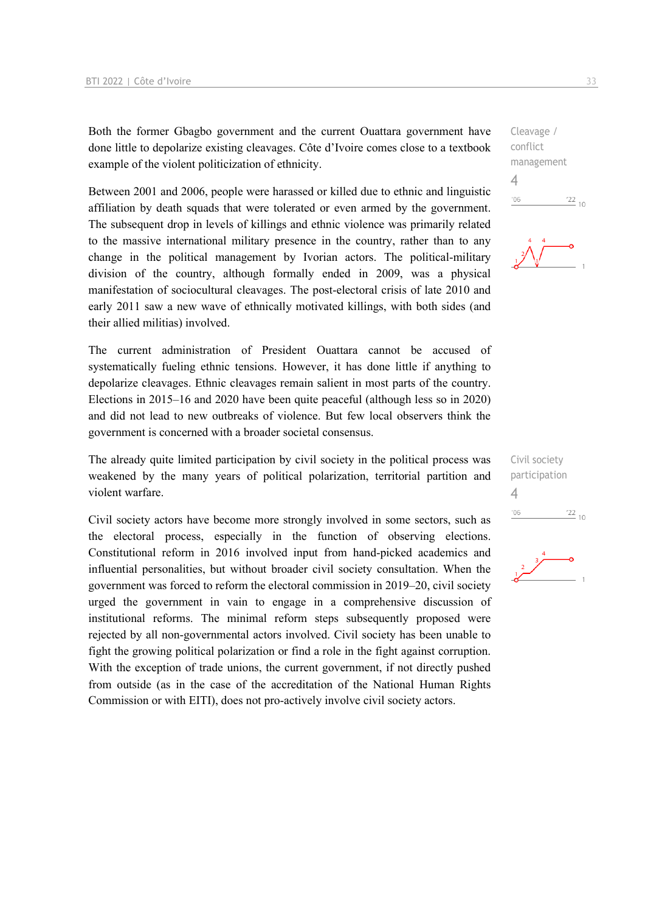Both the former Gbagbo government and the current Ouattara government have done little to depolarize existing cleavages. Côte d'Ivoire comes close to a textbook example of the violent politicization of ethnicity.

Cleavage / conflict management

4

Between 2001 and 2006, people were harassed or killed due to ethnic and linguistic affiliation by death squads that were tolerated or even armed by the government. The subsequent drop in levels of killings and ethnic violence was primarily related to the massive international military presence in the country, rather than to any change in the political management by Ivorian actors. The political-military division of the country, although formally ended in 2009, was a physical manifestation of sociocultural cleavages. The post-electoral crisis of late 2010 and early 2011 saw a new wave of ethnically motivated killings, with both sides (and their allied militias) involved.

The current administration of President Ouattara cannot be accused of systematically fueling ethnic tensions. However, it has done little if anything to depolarize cleavages. Ethnic cleavages remain salient in most parts of the country. Elections in 2015–16 and 2020 have been quite peaceful (although less so in 2020) and did not lead to new outbreaks of violence. But few local observers think the government is concerned with a broader societal consensus.

The already quite limited participation by civil society in the political process was weakened by the many years of political polarization, territorial partition and violent warfare.

Civil society participation

4

Civil society actors have become more strongly involved in some sectors, such as the electoral process, especially in the function of observing elections. Constitutional reform in 2016 involved input from hand-picked academics and influential personalities, but without broader civil society consultation. When the government was forced to reform the electoral commission in 2019–20, civil society urged the government in vain to engage in a comprehensive discussion of institutional reforms. The minimal reform steps subsequently proposed were rejected by all non-governmental actors involved. Civil society has been unable to fight the growing political polarization or find a role in the fight against corruption. With the exception of trade unions, the current government, if not directly pushed from outside (as in the case of the accreditation of the National Human Rights Commission or with EITI), does not pro-actively involve civil society actors.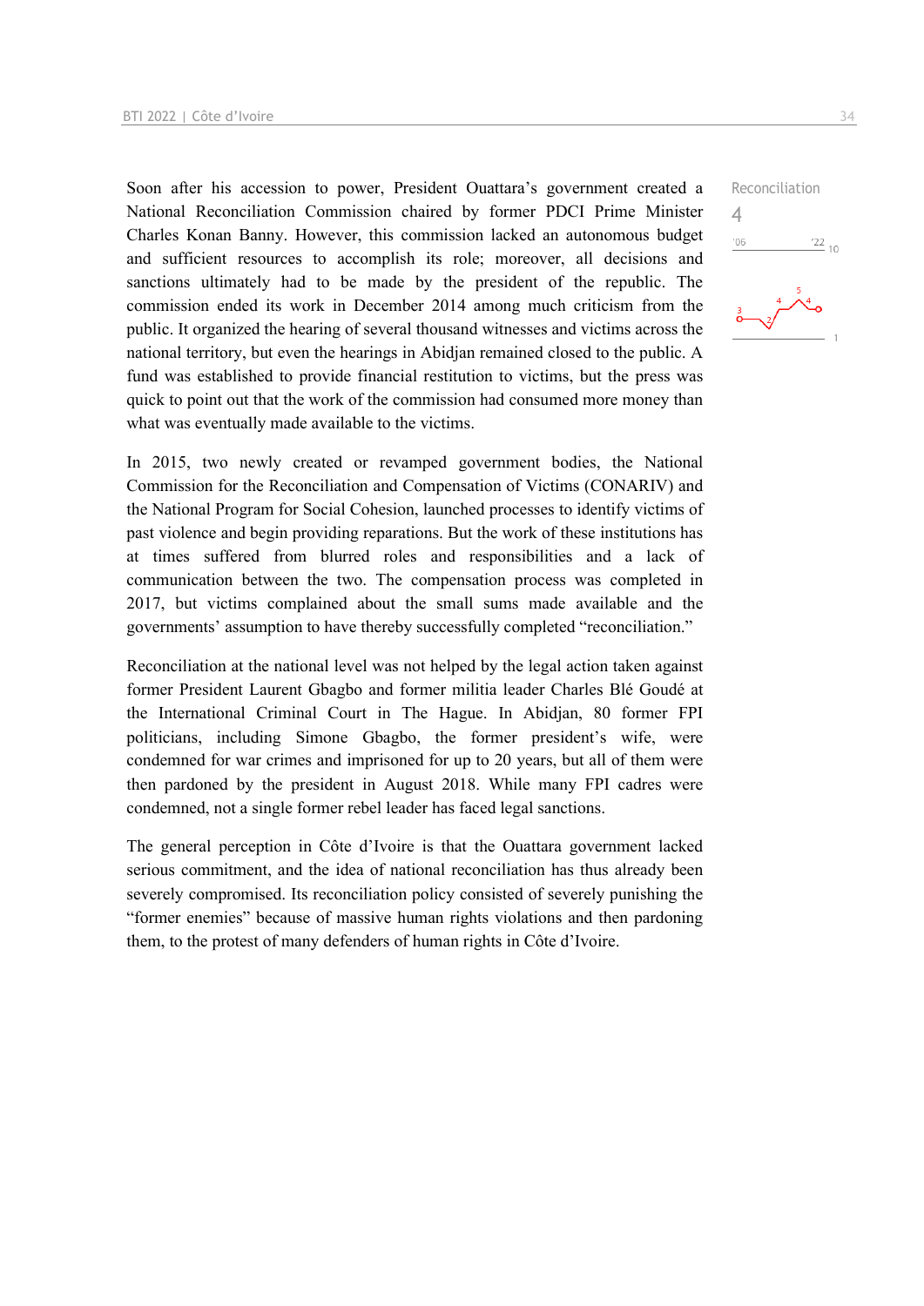Soon after his accession to power, President Ouattara's government created a National Reconciliation Commission chaired by former PDCI Prime Minister Charles Konan Banny. However, this commission lacked an autonomous budget and sufficient resources to accomplish its role; moreover, all decisions and sanctions ultimately had to be made by the president of the republic. The commission ended its work in December 2014 among much criticism from the public. It organized the hearing of several thousand witnesses and victims across the national territory, but even the hearings in Abidjan remained closed to the public. A fund was established to provide financial restitution to victims, but the press was quick to point out that the work of the commission had consumed more money than what was eventually made available to the victims.

Reconciliation
4

In 2015, two newly created or revamped government bodies, the National Commission for the Reconciliation and Compensation of Victims (CONARIV) and the National Program for Social Cohesion, launched processes to identify victims of past violence and begin providing reparations. But the work of these institutions has at times suffered from blurred roles and responsibilities and a lack of communication between the two. The compensation process was completed in 2017, but victims complained about the small sums made available and the governments' assumption to have thereby successfully completed "reconciliation."

Reconciliation at the national level was not helped by the legal action taken against former President Laurent Gbagbo and former militia leader Charles Blé Goudé at the International Criminal Court in The Hague. In Abidjan, 80 former FPI politicians, including Simone Gbagbo, the former president's wife, were condemned for war crimes and imprisoned for up to 20 years, but all of them were then pardoned by the president in August 2018. While many FPI cadres were condemned, not a single former rebel leader has faced legal sanctions.

The general perception in Côte d'Ivoire is that the Ouattara government lacked serious commitment, and the idea of national reconciliation has thus already been severely compromised. Its reconciliation policy consisted of severely punishing the "former enemies" because of massive human rights violations and then pardoning them, to the protest of many defenders of human rights in Côte d'Ivoire.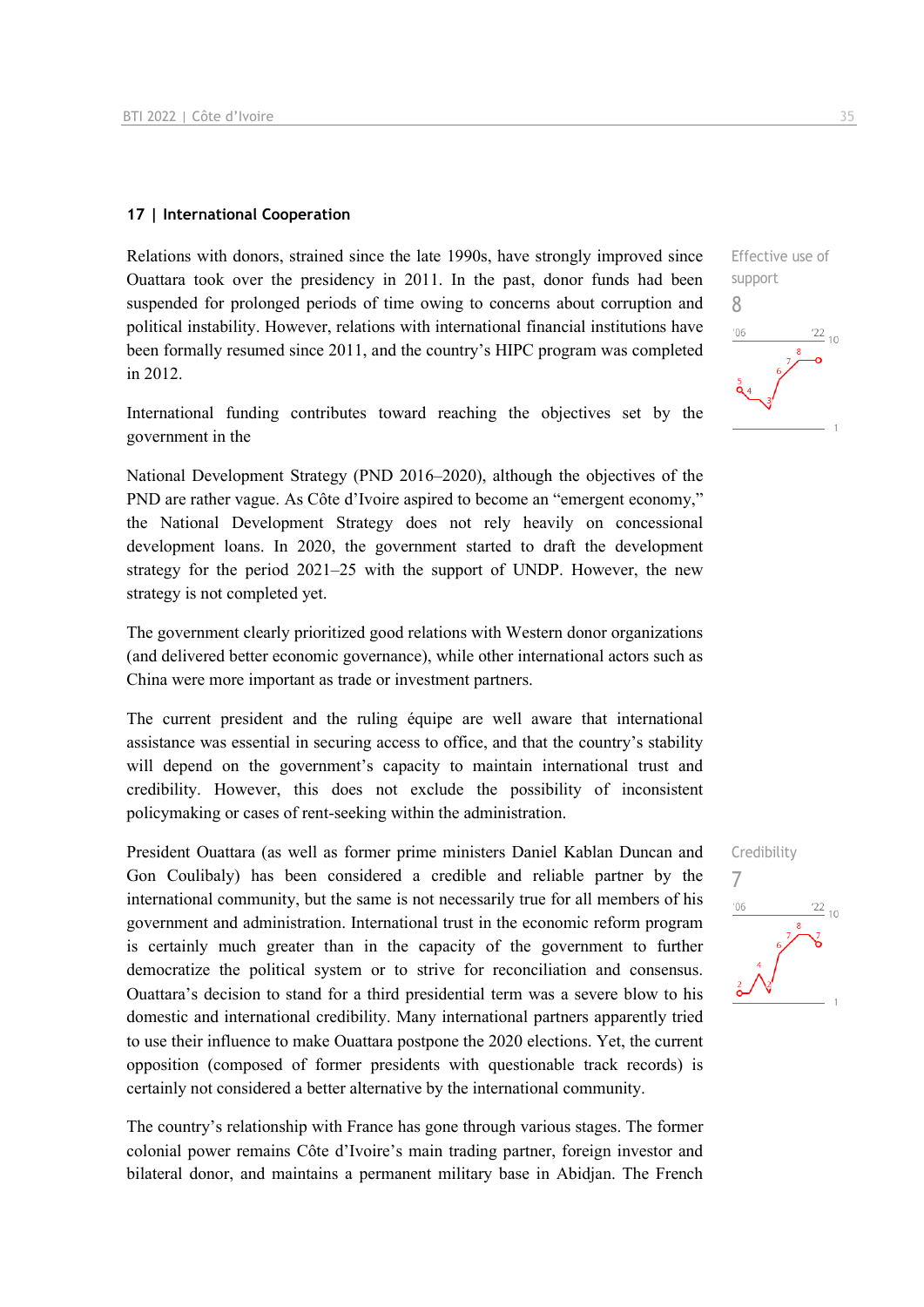## 17 | International Cooperation

Effective use of support

8

Relations with donors, strained since the late 1990s, have strongly improved since Ouattara took over the presidency in 2011. In the past, donor funds had been suspended for prolonged periods of time owing to concerns about corruption and political instability. However, relations with international financial institutions have been formally resumed since 2011, and the country's HIPC program was completed in 2012.

International funding contributes toward reaching the objectives set by the government in the

National Development Strategy (PND 2016–2020), although the objectives of the PND are rather vague. As Côte d'Ivoire aspired to become an "emergent economy," the National Development Strategy does not rely heavily on concessional development loans. In 2020, the government started to draft the development strategy for the period 2021–25 with the support of UNDP. However, the new strategy is not completed yet.

The government clearly prioritized good relations with Western donor organizations (and delivered better economic governance), while other international actors such as China were more important as trade or investment partners.

The current president and the ruling équipe are well aware that international assistance was essential in securing access to office, and that the country's stability will depend on the government's capacity to maintain international trust and credibility. However, this does not exclude the possibility of inconsistent policymaking or cases of rent-seeking within the administration.

Credibility

7

President Ouattara (as well as former prime ministers Daniel Kablan Duncan and Gon Coulibaly) has been considered a credible and reliable partner by the international community, but the same is not necessarily true for all members of his government and administration. International trust in the economic reform program is certainly much greater than in the capacity of the government to further democratize the political system or to strive for reconciliation and consensus. Ouattara's decision to stand for a third presidential term was a severe blow to his domestic and international credibility. Many international partners apparently tried to use their influence to make Ouattara postpone the 2020 elections. Yet, the current opposition (composed of former presidents with questionable track records) is certainly not considered a better alternative by the international community.

The country's relationship with France has gone through various stages. The former colonial power remains Côte d'Ivoire's main trading partner, foreign investor and bilateral donor, and maintains a permanent military base in Abidjan. The French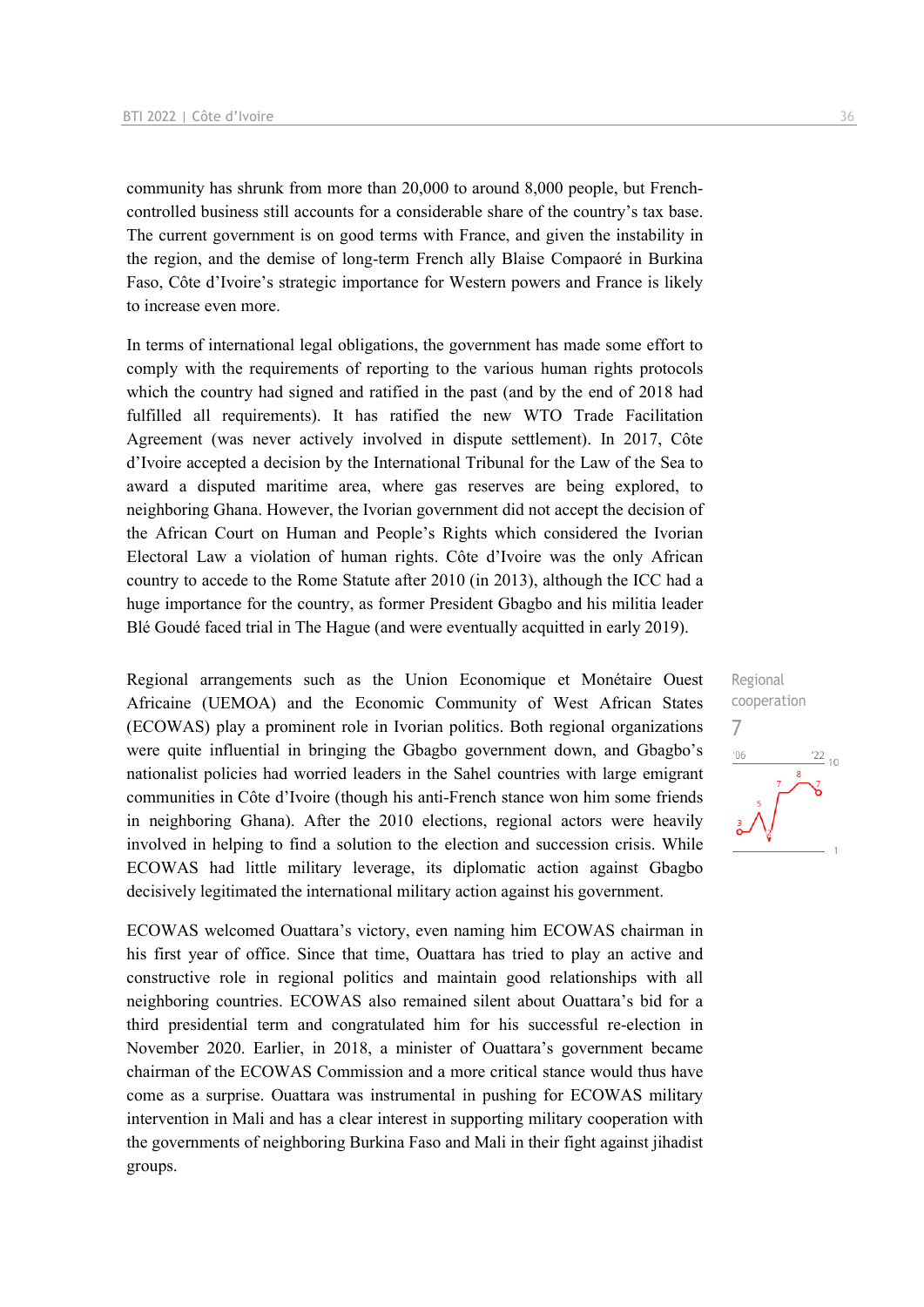community has shrunk from more than 20,000 to around 8,000 people, but French-controlled business still accounts for a considerable share of the country's tax base. The current government is on good terms with France, and given the instability in the region, and the demise of long-term French ally Blaise Compaoré in Burkina Faso, Côte d'Ivoire's strategic importance for Western powers and France is likely to increase even more.

In terms of international legal obligations, the government has made some effort to comply with the requirements of reporting to the various human rights protocols which the country had signed and ratified in the past (and by the end of 2018 had fulfilled all requirements). It has ratified the new WTO Trade Facilitation Agreement (was never actively involved in dispute settlement). In 2017, Côte d'Ivoire accepted a decision by the International Tribunal for the Law of the Sea to award a disputed maritime area, where gas reserves are being explored, to neighboring Ghana. However, the Ivorian government did not accept the decision of the African Court on Human and People's Rights which considered the Ivorian Electoral Law a violation of human rights. Côte d'Ivoire was the only African country to accede to the Rome Statute after 2010 (in 2013), although the ICC had a huge importance for the country, as former President Gbagbo and his militia leader Blé Goudé faced trial in The Hague (and were eventually acquitted in early 2019).

Regional cooperation
7

Regional arrangements such as the Union Economique et Monétaire Ouest Africaine (UEMOA) and the Economic Community of West African States (ECOWAS) play a prominent role in Ivorian politics. Both regional organizations were quite influential in bringing the Gbagbo government down, and Gbagbo's nationalist policies had worried leaders in the Sahel countries with large emigrant communities in Côte d'Ivoire (though his anti-French stance won him some friends in neighboring Ghana). After the 2010 elections, regional actors were heavily involved in helping to find a solution to the election and succession crisis. While ECOWAS had little military leverage, its diplomatic action against Gbagbo decisively legitimated the international military action against his government.

ECOWAS welcomed Ouattara's victory, even naming him ECOWAS chairman in his first year of office. Since that time, Ouattara has tried to play an active and constructive role in regional politics and maintain good relationships with all neighboring countries. ECOWAS also remained silent about Ouattara's bid for a third presidential term and congratulated him for his successful re-election in November 2020. Earlier, in 2018, a minister of Ouattara's government became chairman of the ECOWAS Commission and a more critical stance would thus have come as a surprise. Ouattara was instrumental in pushing for ECOWAS military intervention in Mali and has a clear interest in supporting military cooperation with the governments of neighboring Burkina Faso and Mali in their fight against jihadist groups.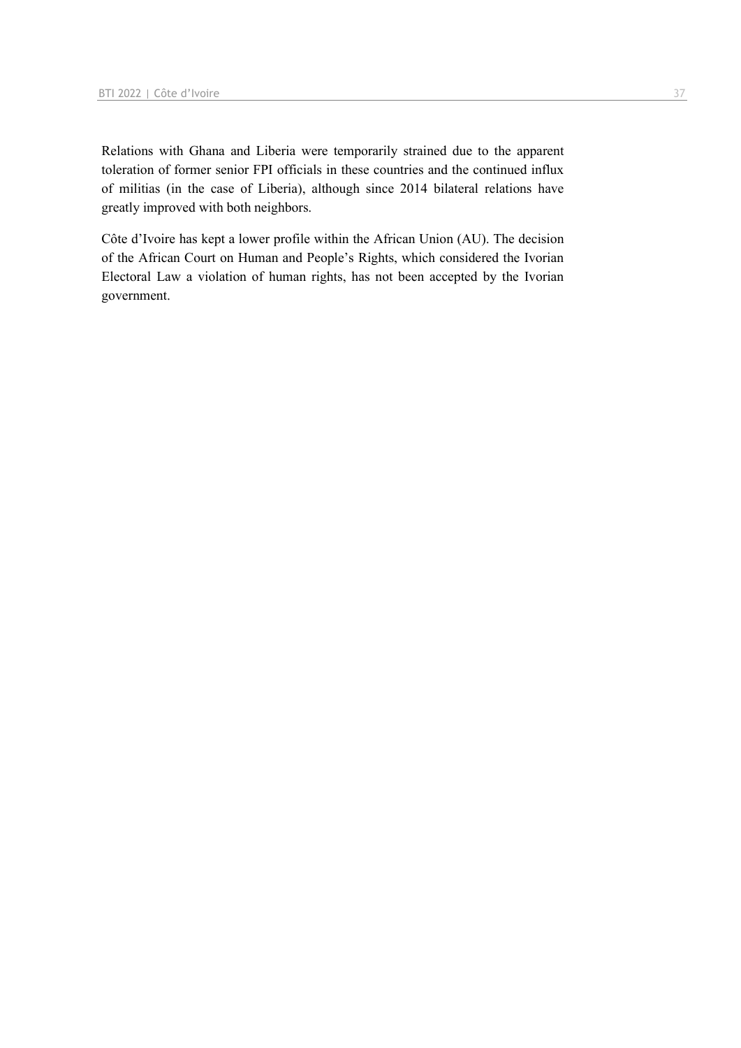Relations with Ghana and Liberia were temporarily strained due to the apparent toleration of former senior FPI officials in these countries and the continued influx of militias (in the case of Liberia), although since 2014 bilateral relations have greatly improved with both neighbors.

Côte d'Ivoire has kept a lower profile within the African Union (AU). The decision of the African Court on Human and People's Rights, which considered the Ivorian Electoral Law a violation of human rights, has not been accepted by the Ivorian government.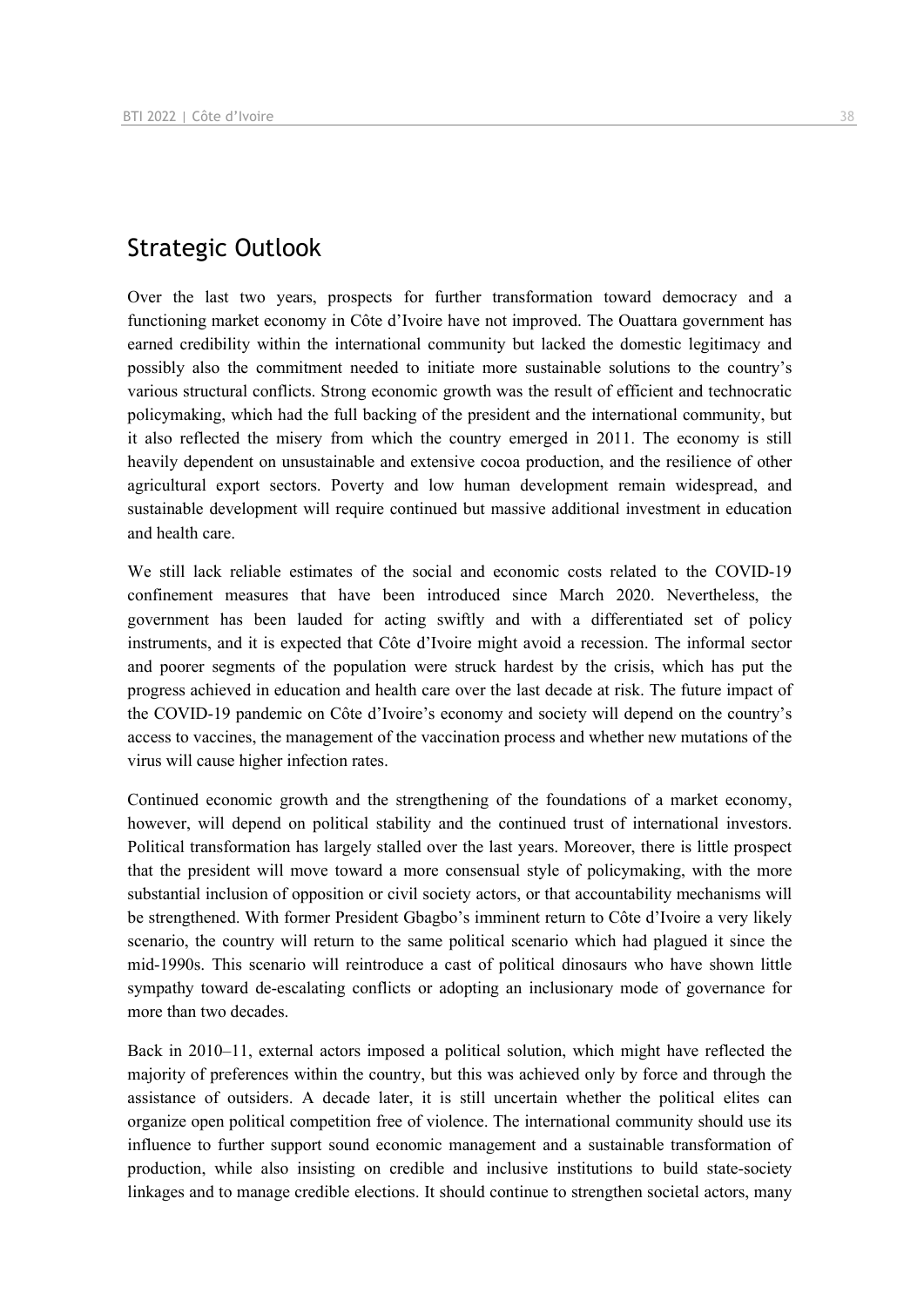## Strategic Outlook

Over the last two years, prospects for further transformation toward democracy and a functioning market economy in Côte d'Ivoire have not improved. The Ouattara government has earned credibility within the international community but lacked the domestic legitimacy and possibly also the commitment needed to initiate more sustainable solutions to the country's various structural conflicts. Strong economic growth was the result of efficient and technocratic policymaking, which had the full backing of the president and the international community, but it also reflected the misery from which the country emerged in 2011. The economy is still heavily dependent on unsustainable and extensive cocoa production, and the resilience of other agricultural export sectors. Poverty and low human development remain widespread, and sustainable development will require continued but massive additional investment in education and health care.

We still lack reliable estimates of the social and economic costs related to the COVID-19 confinement measures that have been introduced since March 2020. Nevertheless, the government has been lauded for acting swiftly and with a differentiated set of policy instruments, and it is expected that Côte d'Ivoire might avoid a recession. The informal sector and poorer segments of the population were struck hardest by the crisis, which has put the progress achieved in education and health care over the last decade at risk. The future impact of the COVID-19 pandemic on Côte d'Ivoire's economy and society will depend on the country's access to vaccines, the management of the vaccination process and whether new mutations of the virus will cause higher infection rates.

Continued economic growth and the strengthening of the foundations of a market economy, however, will depend on political stability and the continued trust of international investors. Political transformation has largely stalled over the last years. Moreover, there is little prospect that the president will move toward a more consensual style of policymaking, with the more substantial inclusion of opposition or civil society actors, or that accountability mechanisms will be strengthened. With former President Gbagbo's imminent return to Côte d'Ivoire a very likely scenario, the country will return to the same political scenario which had plagued it since the mid-1990s. This scenario will reintroduce a cast of political dinosaurs who have shown little sympathy toward de-escalating conflicts or adopting an inclusionary mode of governance for more than two decades.

Back in 2010–11, external actors imposed a political solution, which might have reflected the majority of preferences within the country, but this was achieved only by force and through the assistance of outsiders. A decade later, it is still uncertain whether the political elites can organize open political competition free of violence. The international community should use its influence to further support sound economic management and a sustainable transformation of production, while also insisting on credible and inclusive institutions to build state-society linkages and to manage credible elections. It should continue to strengthen societal actors, many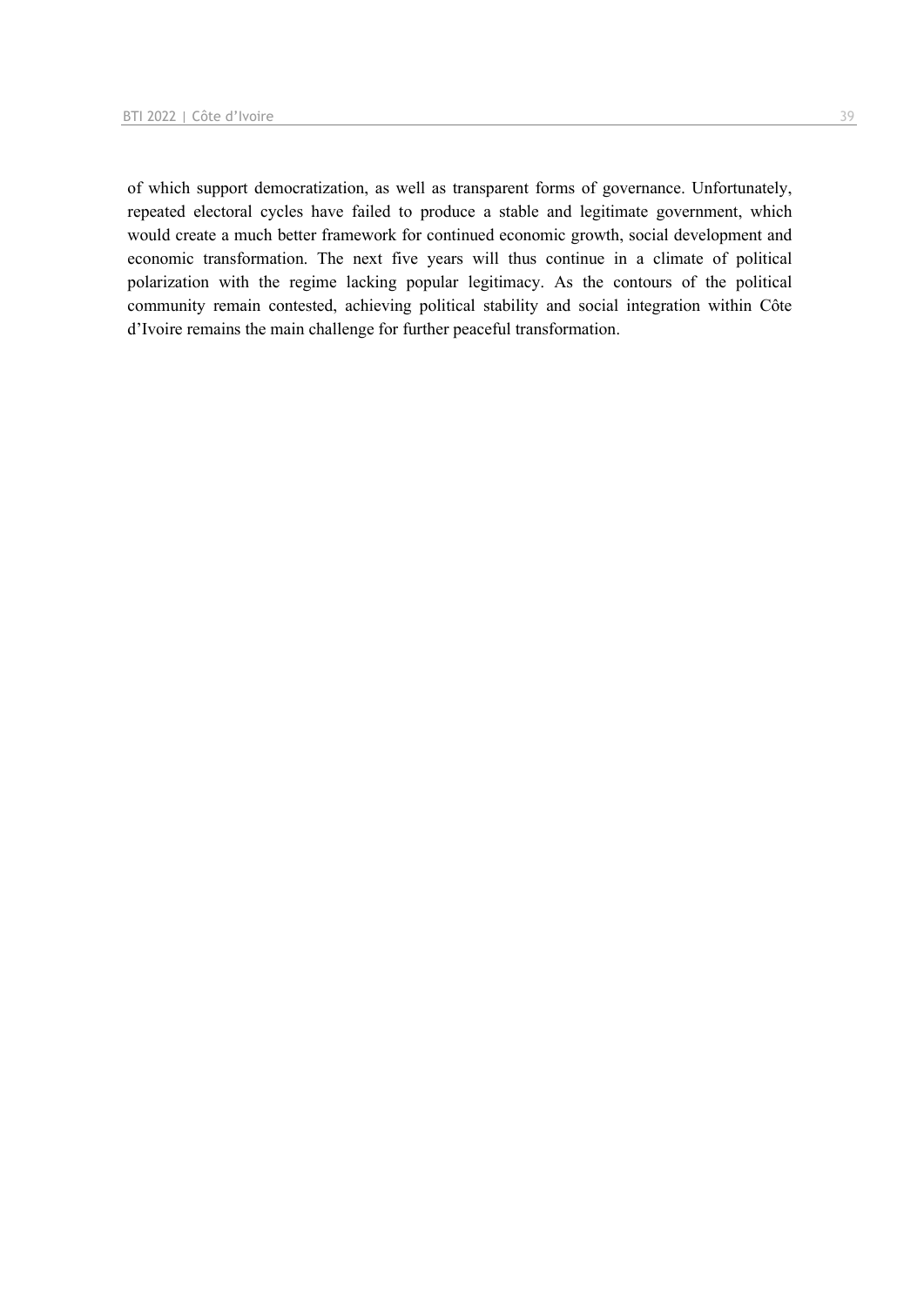of which support democratization, as well as transparent forms of governance. Unfortunately, repeated electoral cycles have failed to produce a stable and legitimate government, which would create a much better framework for continued economic growth, social development and economic transformation. The next five years will thus continue in a climate of political polarization with the regime lacking popular legitimacy. As the contours of the political community remain contested, achieving political stability and social integration within Côte d'Ivoire remains the main challenge for further peaceful transformation.